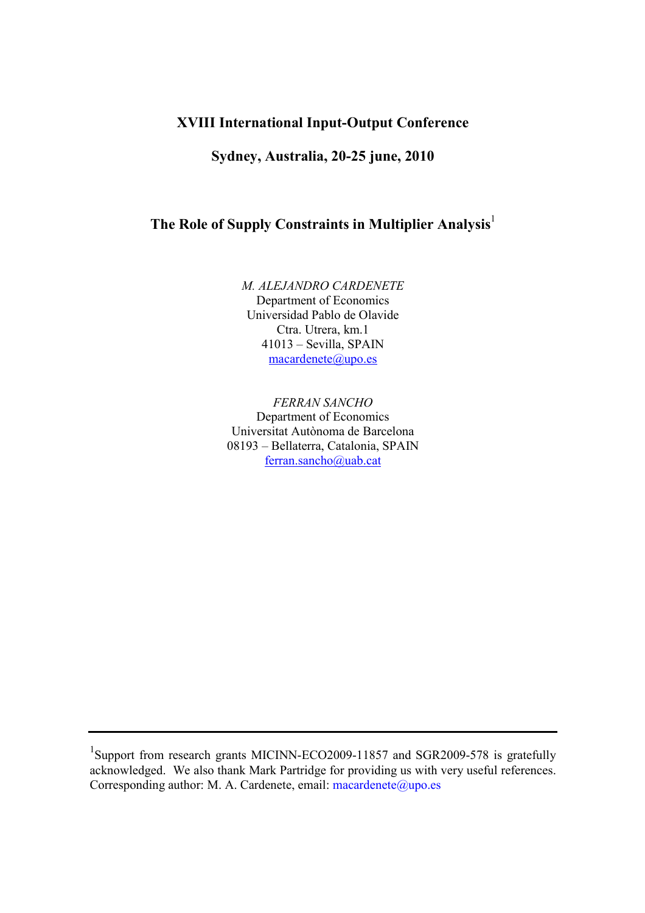**XVIII International Input-Output Conference**

**Sydney, Australia, 20-25 june, 2010**

# The Role of Supply Constraints in Multiplier Analysis[1]

*M. ALEJANDRO CARDENETE*  
Department of Economics  
Universidad Pablo de Olavide  
Ctra. Utrera, km.1  
41013 – Sevilla, SPAIN  
macardenete@upo.es

*FERRAN SANCHO*  
Department of Economics  
Universitat Autònoma de Barcelona  
08193 – Bellaterra, Catalonia, SPAIN  
ferran.sancho@uab.cat

---

[1] Support from research grants MICINN-ECO2009-11857 and SGR2009-578 is gratefully acknowledged. We also thank Mark Partridge for providing us with very useful references. Corresponding author: M. A. Cardenete, email: macardenete@upo.es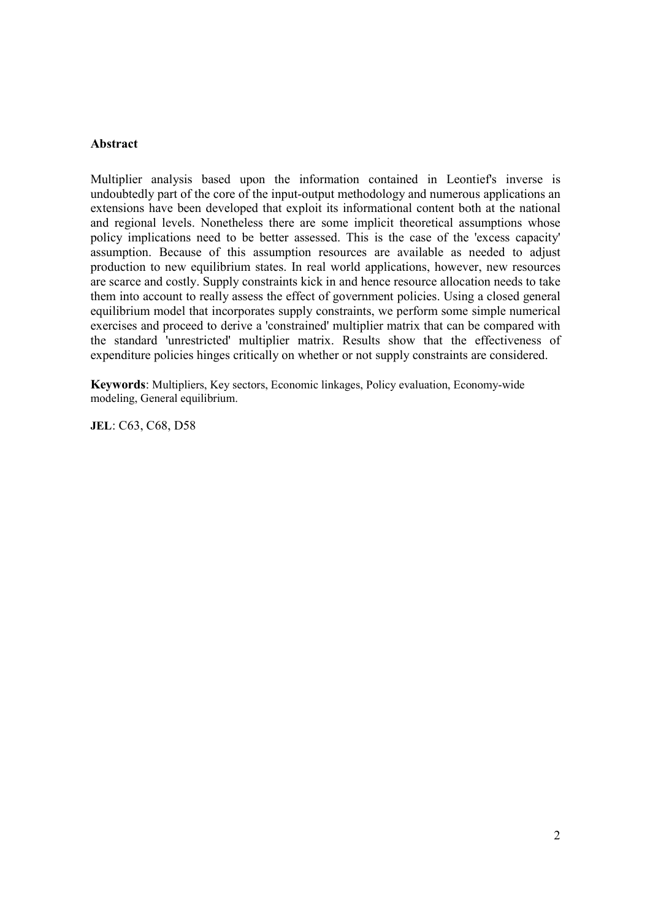**Abstract**

Multiplier analysis based upon the information contained in Leontief's inverse is undoubtedly part of the core of the input-output methodology and numerous applications an extensions have been developed that exploit its informational content both at the national and regional levels. Nonetheless there are some implicit theoretical assumptions whose policy implications need to be better assessed. This is the case of the 'excess capacity' assumption. Because of this assumption resources are available as needed to adjust production to new equilibrium states. In real world applications, however, new resources are scarce and costly. Supply constraints kick in and hence resource allocation needs to take them into account to really assess the effect of government policies. Using a closed general equilibrium model that incorporates supply constraints, we perform some simple numerical exercises and proceed to derive a 'constrained' multiplier matrix that can be compared with the standard 'unrestricted' multiplier matrix. Results show that the effectiveness of expenditure policies hinges critically on whether or not supply constraints are considered.

**Keywords**: Multipliers, Key sectors, Economic linkages, Policy evaluation, Economy-wide modeling, General equilibrium.

**JEL**: C63, C68, D58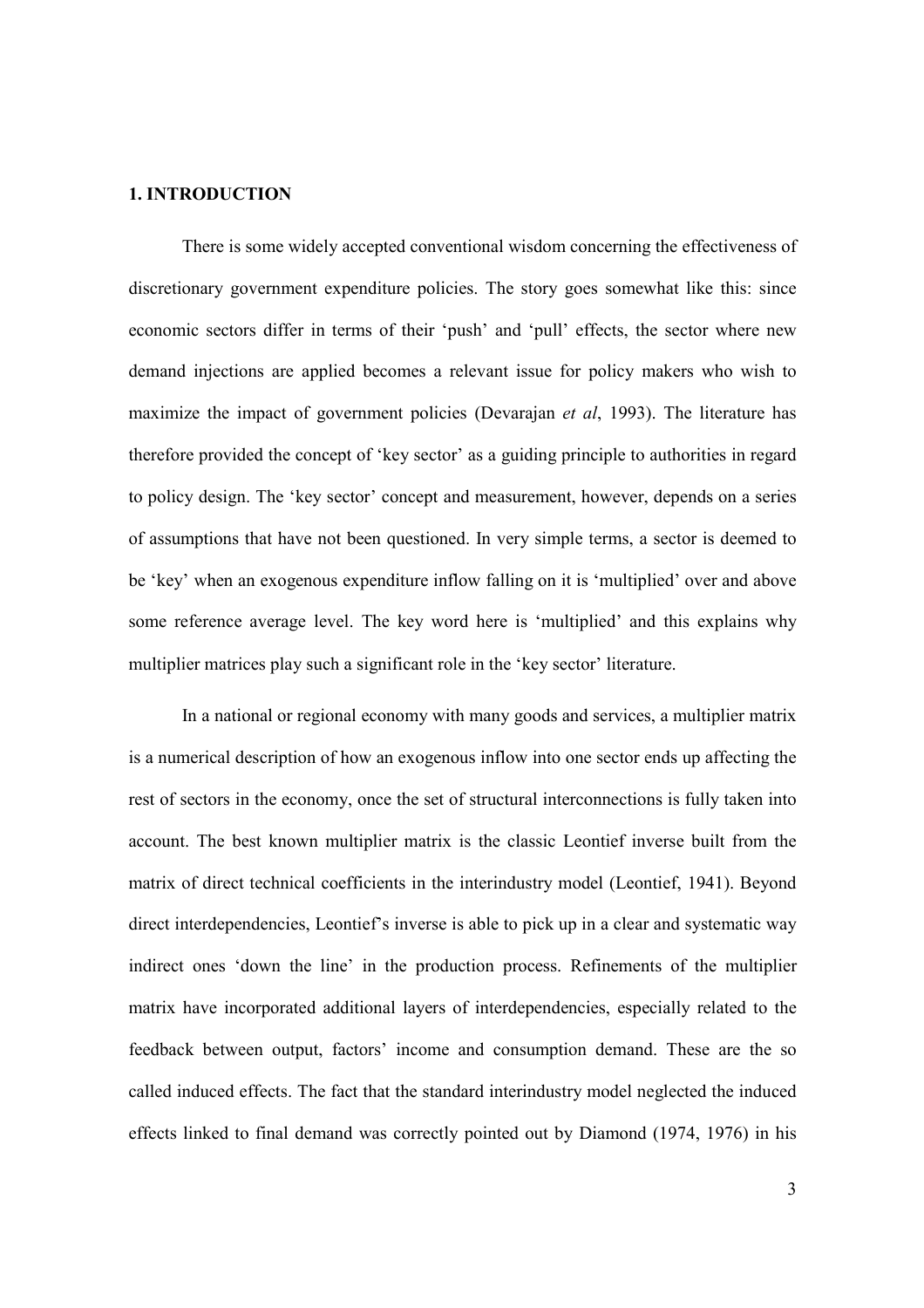## 1. INTRODUCTION

There is some widely accepted conventional wisdom concerning the effectiveness of discretionary government expenditure policies. The story goes somewhat like this: since economic sectors differ in terms of their 'push' and 'pull' effects, the sector where new demand injections are applied becomes a relevant issue for policy makers who wish to maximize the impact of government policies (Devarajan *et al*, 1993). The literature has therefore provided the concept of 'key sector' as a guiding principle to authorities in regard to policy design. The 'key sector' concept and measurement, however, depends on a series of assumptions that have not been questioned. In very simple terms, a sector is deemed to be 'key' when an exogenous expenditure inflow falling on it is 'multiplied' over and above some reference average level. The key word here is 'multiplied' and this explains why multiplier matrices play such a significant role in the 'key sector' literature.

In a national or regional economy with many goods and services, a multiplier matrix is a numerical description of how an exogenous inflow into one sector ends up affecting the rest of sectors in the economy, once the set of structural interconnections is fully taken into account. The best known multiplier matrix is the classic Leontief inverse built from the matrix of direct technical coefficients in the interindustry model (Leontief, 1941). Beyond direct interdependencies, Leontief's inverse is able to pick up in a clear and systematic way indirect ones 'down the line' in the production process. Refinements of the multiplier matrix have incorporated additional layers of interdependencies, especially related to the feedback between output, factors' income and consumption demand. These are the so called induced effects. The fact that the standard interindustry model neglected the induced effects linked to final demand was correctly pointed out by Diamond (1974, 1976) in his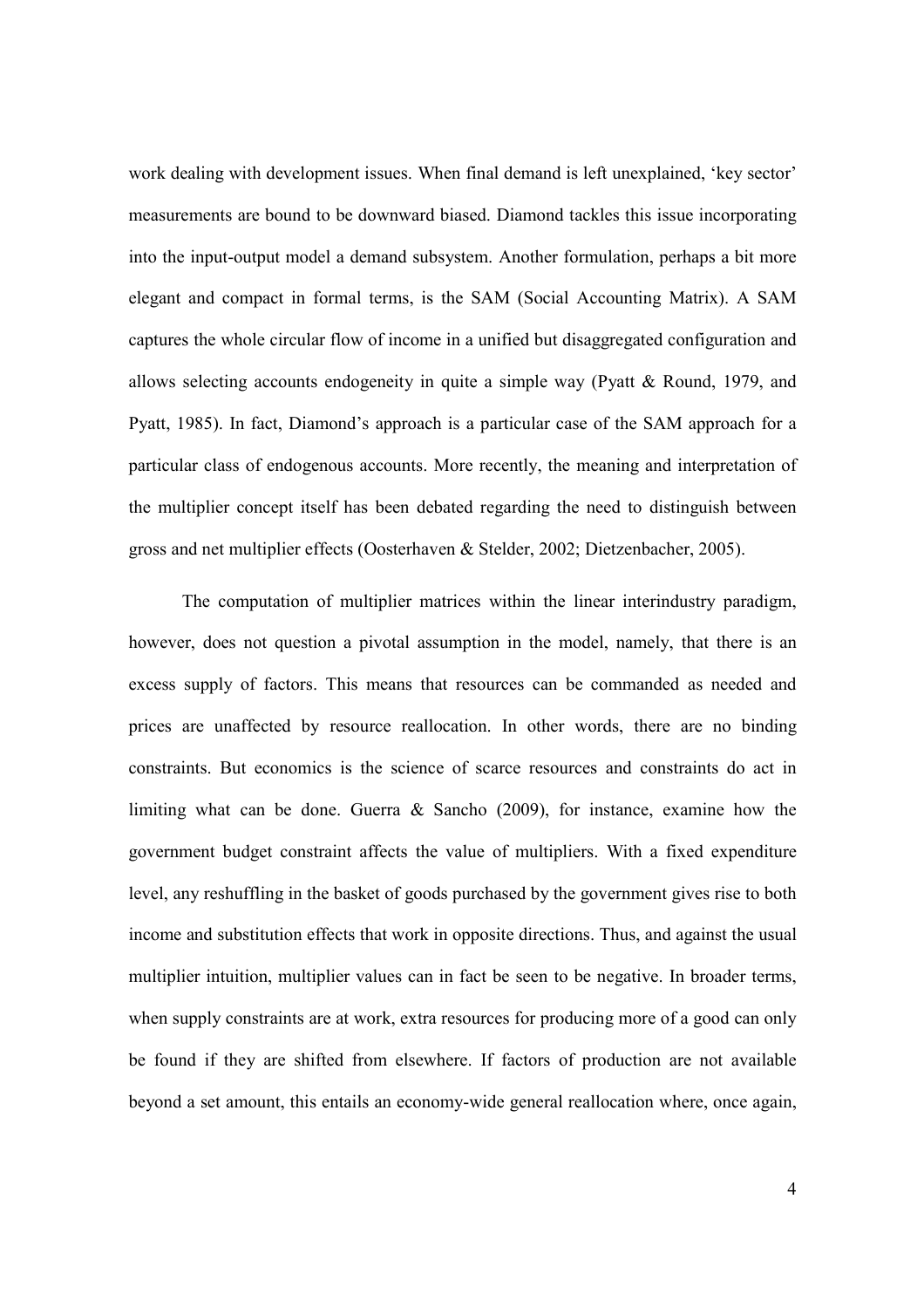work dealing with development issues. When final demand is left unexplained, 'key sector' measurements are bound to be downward biased. Diamond tackles this issue incorporating into the input-output model a demand subsystem. Another formulation, perhaps a bit more elegant and compact in formal terms, is the SAM (Social Accounting Matrix). A SAM captures the whole circular flow of income in a unified but disaggregated configuration and allows selecting accounts endogeneity in quite a simple way (Pyatt & Round, 1979, and Pyatt, 1985). In fact, Diamond's approach is a particular case of the SAM approach for a particular class of endogenous accounts. More recently, the meaning and interpretation of the multiplier concept itself has been debated regarding the need to distinguish between gross and net multiplier effects (Oosterhaven & Stelder, 2002; Dietzenbacher, 2005).

The computation of multiplier matrices within the linear interindustry paradigm, however, does not question a pivotal assumption in the model, namely, that there is an excess supply of factors. This means that resources can be commanded as needed and prices are unaffected by resource reallocation. In other words, there are no binding constraints. But economics is the science of scarce resources and constraints do act in limiting what can be done. Guerra & Sancho (2009), for instance, examine how the government budget constraint affects the value of multipliers. With a fixed expenditure level, any reshuffling in the basket of goods purchased by the government gives rise to both income and substitution effects that work in opposite directions. Thus, and against the usual multiplier intuition, multiplier values can in fact be seen to be negative. In broader terms, when supply constraints are at work, extra resources for producing more of a good can only be found if they are shifted from elsewhere. If factors of production are not available beyond a set amount, this entails an economy-wide general reallocation where, once again,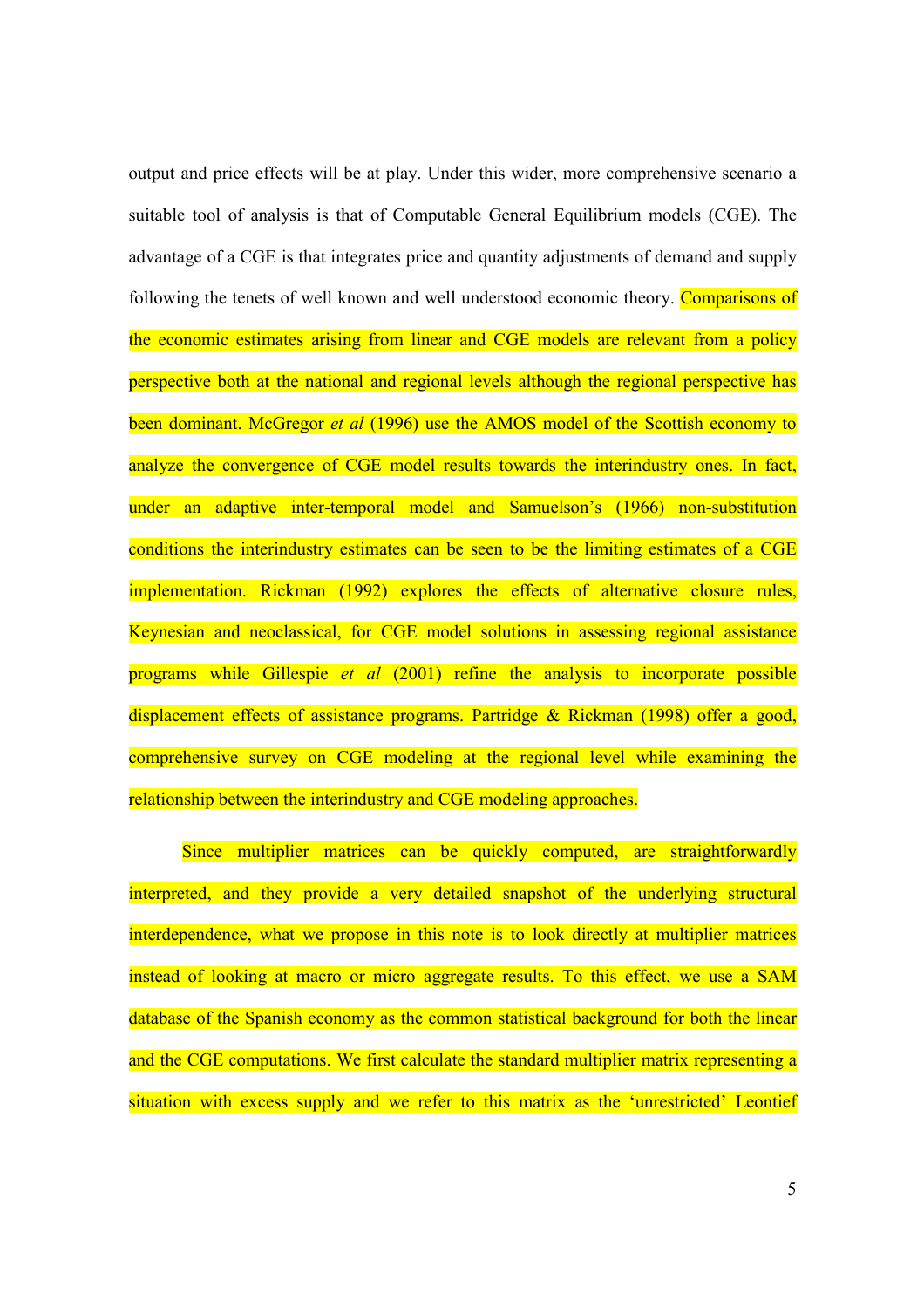output and price effects will be at play. Under this wider, more comprehensive scenario a suitable tool of analysis is that of Computable General Equilibrium models (CGE). The advantage of a CGE is that integrates price and quantity adjustments of demand and supply following the tenets of well known and well understood economic theory. Comparisons of the economic estimates arising from linear and CGE models are relevant from a policy perspective both at the national and regional levels although the regional perspective has been dominant. McGregor *et al* (1996) use the AMOS model of the Scottish economy to analyze the convergence of CGE model results towards the interindustry ones. In fact, under an adaptive inter-temporal model and Samuelson's (1966) non-substitution conditions the interindustry estimates can be seen to be the limiting estimates of a CGE implementation. Rickman (1992) explores the effects of alternative closure rules, Keynesian and neoclassical, for CGE model solutions in assessing regional assistance programs while Gillespie *et al* (2001) refine the analysis to incorporate possible displacement effects of assistance programs. Partridge & Rickman (1998) offer a good, comprehensive survey on CGE modeling at the regional level while examining the relationship between the interindustry and CGE modeling approaches.

Since multiplier matrices can be quickly computed, are straightforwardly interpreted, and they provide a very detailed snapshot of the underlying structural interdependence, what we propose in this note is to look directly at multiplier matrices instead of looking at macro or micro aggregate results. To this effect, we use a SAM database of the Spanish economy as the common statistical background for both the linear and the CGE computations. We first calculate the standard multiplier matrix representing a situation with excess supply and we refer to this matrix as the 'unrestricted' Leontief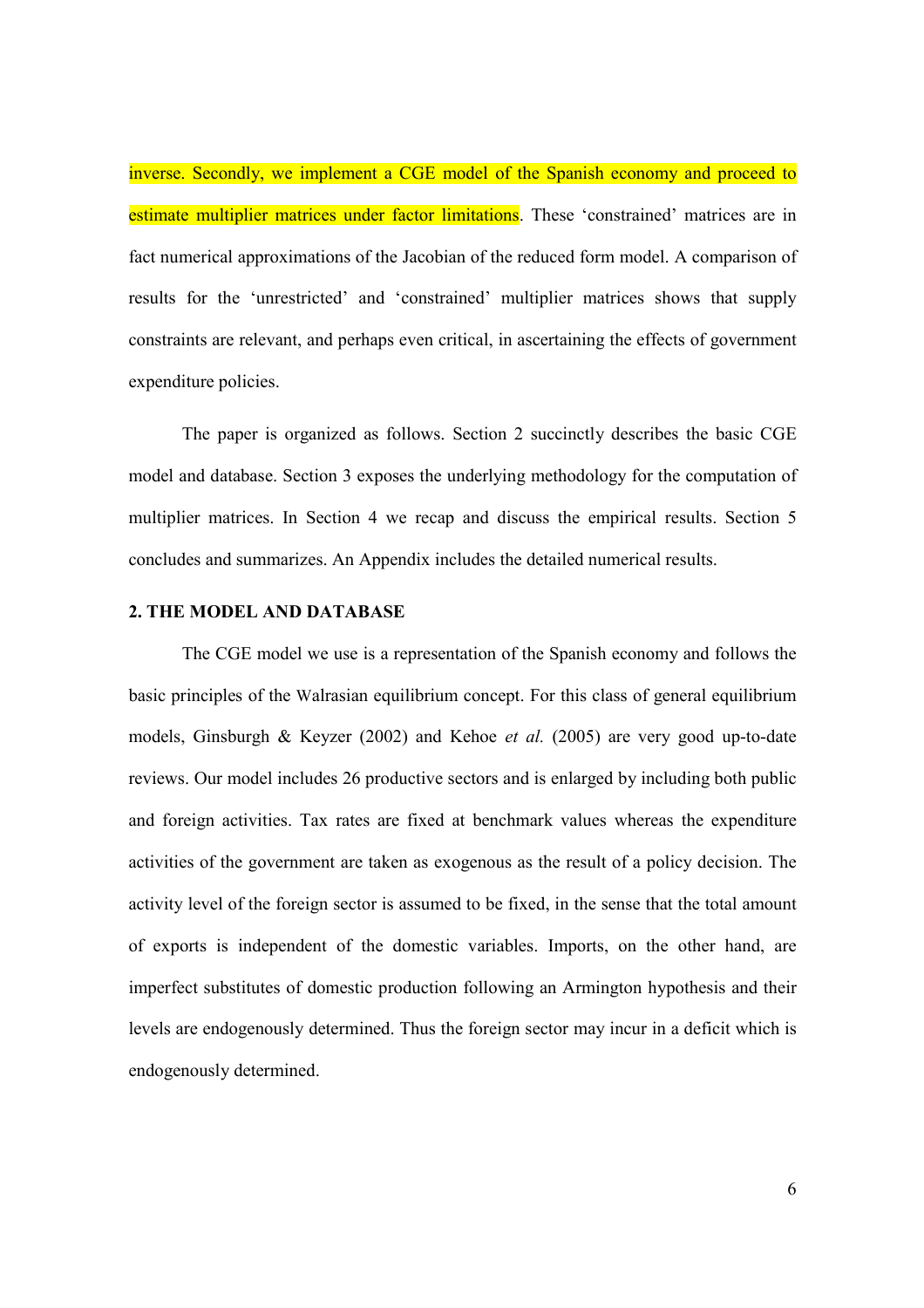inverse. Secondly, we implement a CGE model of the Spanish economy and proceed to estimate multiplier matrices under factor limitations. These 'constrained' matrices are in fact numerical approximations of the Jacobian of the reduced form model. A comparison of results for the 'unrestricted' and 'constrained' multiplier matrices shows that supply constraints are relevant, and perhaps even critical, in ascertaining the effects of government expenditure policies.

The paper is organized as follows. Section 2 succinctly describes the basic CGE model and database. Section 3 exposes the underlying methodology for the computation of multiplier matrices. In Section 4 we recap and discuss the empirical results. Section 5 concludes and summarizes. An Appendix includes the detailed numerical results.

## 2. THE MODEL AND DATABASE

The CGE model we use is a representation of the Spanish economy and follows the basic principles of the Walrasian equilibrium concept. For this class of general equilibrium models, Ginsburgh & Keyzer (2002) and Kehoe *et al.* (2005) are very good up-to-date reviews. Our model includes 26 productive sectors and is enlarged by including both public and foreign activities. Tax rates are fixed at benchmark values whereas the expenditure activities of the government are taken as exogenous as the result of a policy decision. The activity level of the foreign sector is assumed to be fixed, in the sense that the total amount of exports is independent of the domestic variables. Imports, on the other hand, are imperfect substitutes of domestic production following an Armington hypothesis and their levels are endogenously determined. Thus the foreign sector may incur in a deficit which is endogenously determined.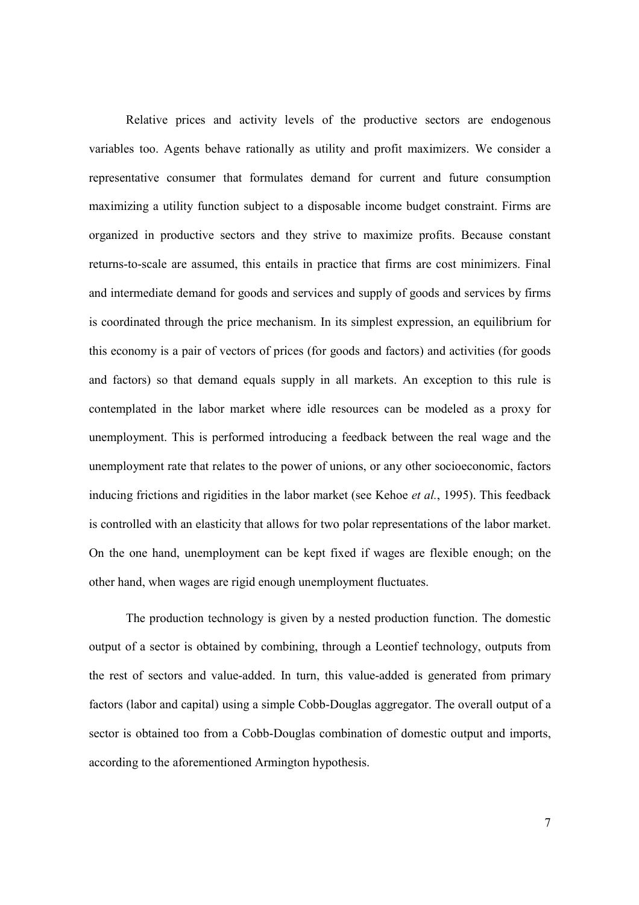Relative prices and activity levels of the productive sectors are endogenous variables too. Agents behave rationally as utility and profit maximizers. We consider a representative consumer that formulates demand for current and future consumption maximizing a utility function subject to a disposable income budget constraint. Firms are organized in productive sectors and they strive to maximize profits. Because constant returns-to-scale are assumed, this entails in practice that firms are cost minimizers. Final and intermediate demand for goods and services and supply of goods and services by firms is coordinated through the price mechanism. In its simplest expression, an equilibrium for this economy is a pair of vectors of prices (for goods and factors) and activities (for goods and factors) so that demand equals supply in all markets. An exception to this rule is contemplated in the labor market where idle resources can be modeled as a proxy for unemployment. This is performed introducing a feedback between the real wage and the unemployment rate that relates to the power of unions, or any other socioeconomic, factors inducing frictions and rigidities in the labor market (see Kehoe *et al.*, 1995). This feedback is controlled with an elasticity that allows for two polar representations of the labor market. On the one hand, unemployment can be kept fixed if wages are flexible enough; on the other hand, when wages are rigid enough unemployment fluctuates.

The production technology is given by a nested production function. The domestic output of a sector is obtained by combining, through a Leontief technology, outputs from the rest of sectors and value-added. In turn, this value-added is generated from primary factors (labor and capital) using a simple Cobb-Douglas aggregator. The overall output of a sector is obtained too from a Cobb-Douglas combination of domestic output and imports, according to the aforementioned Armington hypothesis.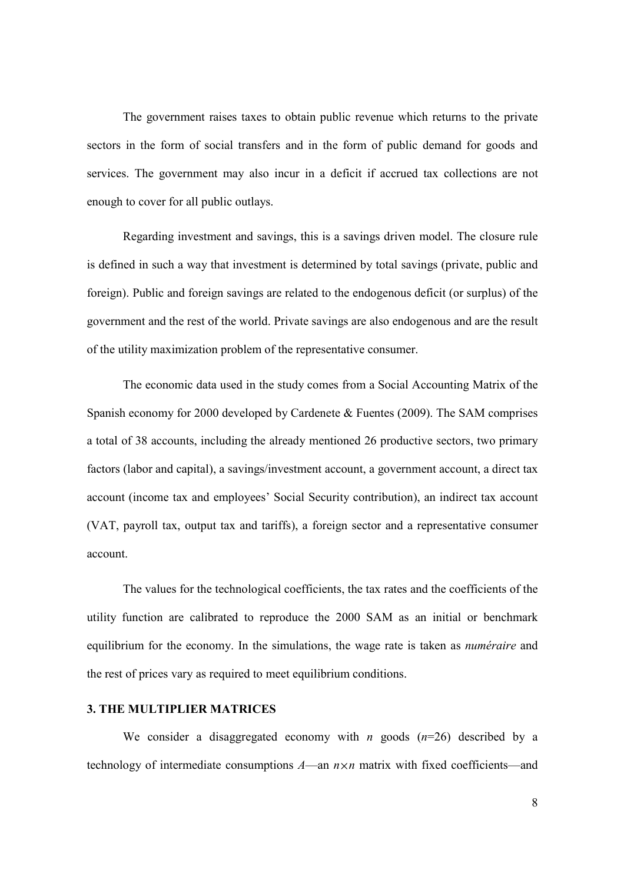The government raises taxes to obtain public revenue which returns to the private sectors in the form of social transfers and in the form of public demand for goods and services. The government may also incur in a deficit if accrued tax collections are not enough to cover for all public outlays.

Regarding investment and savings, this is a savings driven model. The closure rule is defined in such a way that investment is determined by total savings (private, public and foreign). Public and foreign savings are related to the endogenous deficit (or surplus) of the government and the rest of the world. Private savings are also endogenous and are the result of the utility maximization problem of the representative consumer.

The economic data used in the study comes from a Social Accounting Matrix of the Spanish economy for 2000 developed by Cardenete & Fuentes (2009). The SAM comprises a total of 38 accounts, including the already mentioned 26 productive sectors, two primary factors (labor and capital), a savings/investment account, a government account, a direct tax account (income tax and employees' Social Security contribution), an indirect tax account (VAT, payroll tax, output tax and tariffs), a foreign sector and a representative consumer account.

The values for the technological coefficients, the tax rates and the coefficients of the utility function are calibrated to reproduce the 2000 SAM as an initial or benchmark equilibrium for the economy. In the simulations, the wage rate is taken as *numéraire* and the rest of prices vary as required to meet equilibrium conditions.

## 3. THE MULTIPLIER MATRICES

We consider a disaggregated economy with $n$ goods ($n$=26) described by a technology of intermediate consumptions $A$—an $n \times n$ matrix with fixed coefficients—and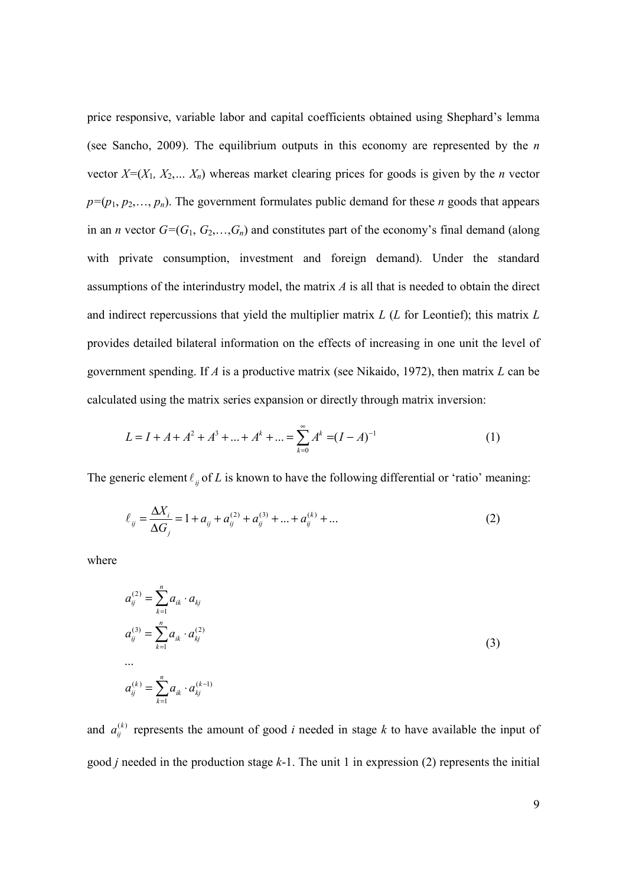price responsive, variable labor and capital coefficients obtained using Shephard's lemma (see Sancho, 2009). The equilibrium outputs in this economy are represented by the $n$ vector $X=(X_1, X_2, \ldots X_n)$ whereas market clearing prices for goods is given by the $n$ vector $p=(p_1, p_2, \ldots, p_n)$. The government formulates public demand for these $n$ goods that appears in an $n$ vector $G=(G_1, G_2, \ldots, G_n)$ and constitutes part of the economy's final demand (along with private consumption, investment and foreign demand). Under the standard assumptions of the interindustry model, the matrix $A$ is all that is needed to obtain the direct and indirect repercussions that yield the multiplier matrix $L$ ($L$ for Leontief); this matrix $L$ provides detailed bilateral information on the effects of increasing in one unit the level of government spending. If $A$ is a productive matrix (see Nikaido, 1972), then matrix $L$ can be calculated using the matrix series expansion or directly through matrix inversion:

$$L = I + A + A^2 + A^3 + \ldots + A^k + \ldots = \sum_{k=0}^{\infty} A^k = (I - A)^{-1} \tag{1}$$

The generic element $\ell_{ij}$ of $L$ is known to have the following differential or 'ratio' meaning:

$$\ell_{ij} = \frac{\Delta X_i}{\Delta G_j} = 1 + a_{ij} + a_{ij}^{(2)} + a_{ij}^{(3)} + \ldots + a_{ij}^{(k)} + \ldots \tag{2}$$

where

$$\begin{aligned}
a_{ij}^{(2)} &= \sum_{k=1}^{n} a_{ik} \cdot a_{kj} \\
a_{ij}^{(3)} &= \sum_{k=1}^{n} a_{ik} \cdot a_{kj}^{(2)} \\
&\ldots \\
a_{ij}^{(k)} &= \sum_{k=1}^{n} a_{ik} \cdot a_{kj}^{(k-1)}
\end{aligned} \tag{3}$$

and $a_{ij}^{(k)}$ represents the amount of good $i$ needed in stage $k$ to have available the input of good $j$ needed in the production stage $k$-1. The unit 1 in expression (2) represents the initial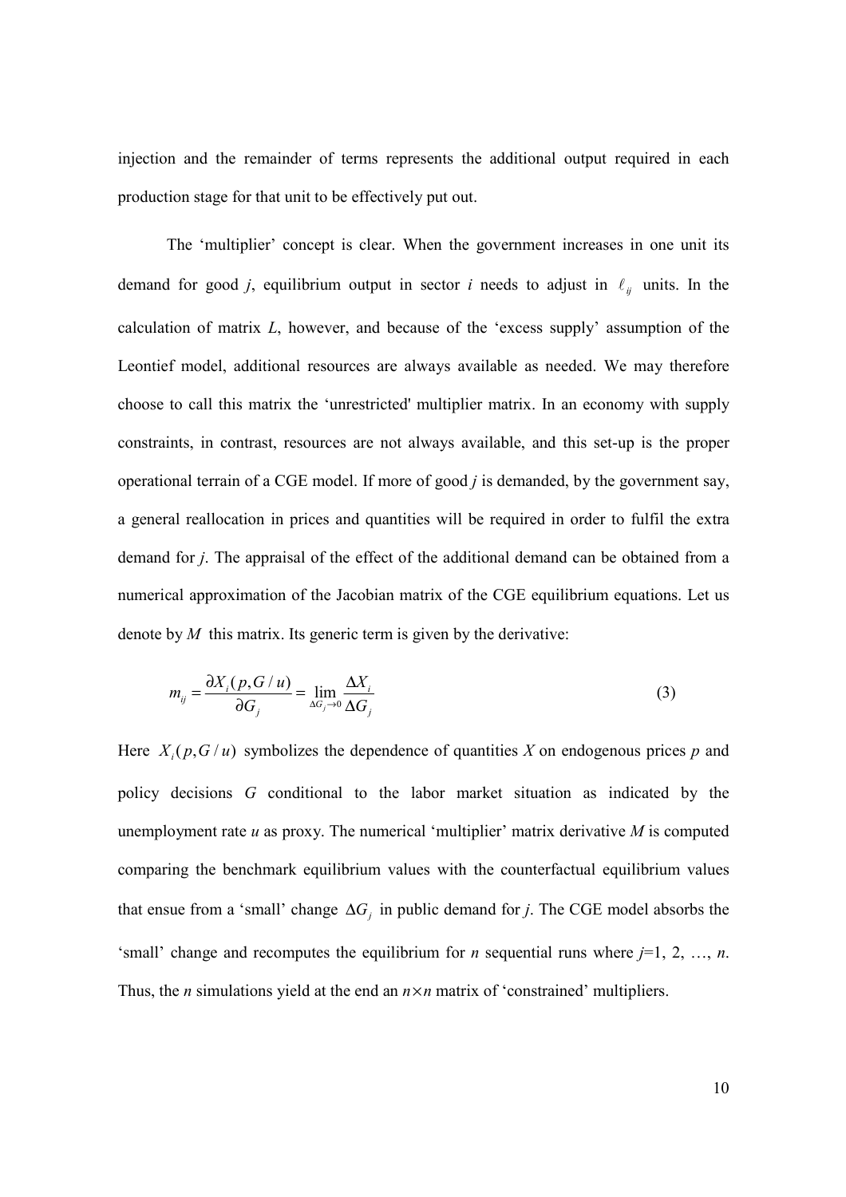injection and the remainder of terms represents the additional output required in each production stage for that unit to be effectively put out.

The 'multiplier' concept is clear. When the government increases in one unit its demand for good *j*, equilibrium output in sector *i* needs to adjust in $\ell_{ij}$ units. In the calculation of matrix *L*, however, and because of the 'excess supply' assumption of the Leontief model, additional resources are always available as needed. We may therefore choose to call this matrix the 'unrestricted' multiplier matrix. In an economy with supply constraints, in contrast, resources are not always available, and this set-up is the proper operational terrain of a CGE model. If more of good *j* is demanded, by the government say, a general reallocation in prices and quantities will be required in order to fulfil the extra demand for *j*. The appraisal of the effect of the additional demand can be obtained from a numerical approximation of the Jacobian matrix of the CGE equilibrium equations. Let us denote by *M* this matrix. Its generic term is given by the derivative:

$$m_{ij} = \frac{\partial X_i(p, G/u)}{\partial G_j} = \lim_{\Delta G_j \to 0} \frac{\Delta X_i}{\Delta G_j} \tag{3}$$

Here $X_i(p, G/u)$ symbolizes the dependence of quantities *X* on endogenous prices *p* and policy decisions *G* conditional to the labor market situation as indicated by the unemployment rate *u* as proxy. The numerical 'multiplier' matrix derivative *M* is computed comparing the benchmark equilibrium values with the counterfactual equilibrium values that ensue from a 'small' change $\Delta G_j$ in public demand for *j*. The CGE model absorbs the 'small' change and recomputes the equilibrium for *n* sequential runs where $j$=1, 2, …, *n*. Thus, the *n* simulations yield at the end an $n \times n$ matrix of 'constrained' multipliers.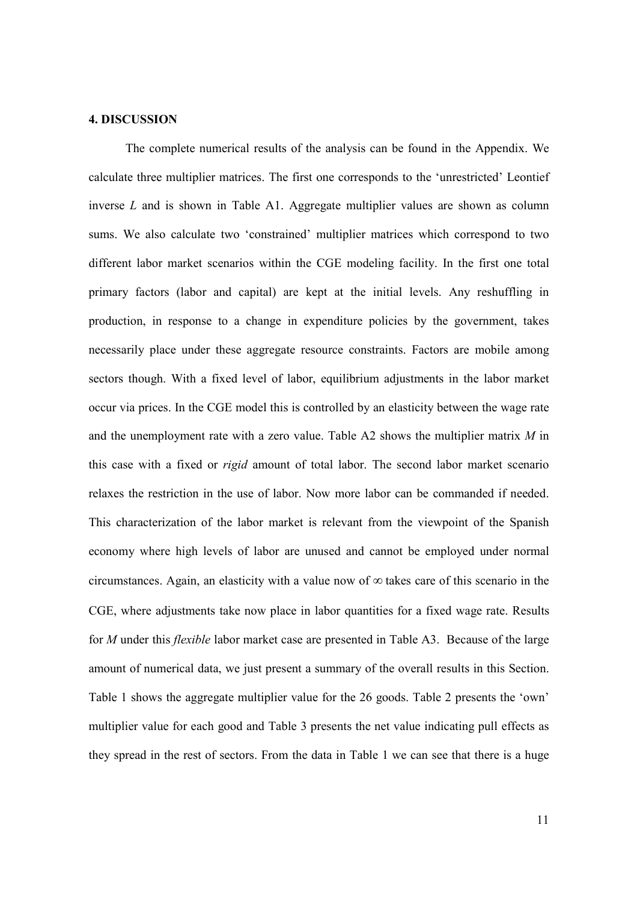## 4. DISCUSSION

The complete numerical results of the analysis can be found in the Appendix. We calculate three multiplier matrices. The first one corresponds to the 'unrestricted' Leontief inverse $L$ and is shown in Table A1. Aggregate multiplier values are shown as column sums. We also calculate two 'constrained' multiplier matrices which correspond to two different labor market scenarios within the CGE modeling facility. In the first one total primary factors (labor and capital) are kept at the initial levels. Any reshuffling in production, in response to a change in expenditure policies by the government, takes necessarily place under these aggregate resource constraints. Factors are mobile among sectors though. With a fixed level of labor, equilibrium adjustments in the labor market occur via prices. In the CGE model this is controlled by an elasticity between the wage rate and the unemployment rate with a zero value. Table A2 shows the multiplier matrix $M$ in this case with a fixed or *rigid* amount of total labor. The second labor market scenario relaxes the restriction in the use of labor. Now more labor can be commanded if needed. This characterization of the labor market is relevant from the viewpoint of the Spanish economy where high levels of labor are unused and cannot be employed under normal circumstances. Again, an elasticity with a value now of $\infty$ takes care of this scenario in the CGE, where adjustments take now place in labor quantities for a fixed wage rate. Results for $M$ under this *flexible* labor market case are presented in Table A3. Because of the large amount of numerical data, we just present a summary of the overall results in this Section. Table 1 shows the aggregate multiplier value for the 26 goods. Table 2 presents the 'own' multiplier value for each good and Table 3 presents the net value indicating pull effects as they spread in the rest of sectors. From the data in Table 1 we can see that there is a huge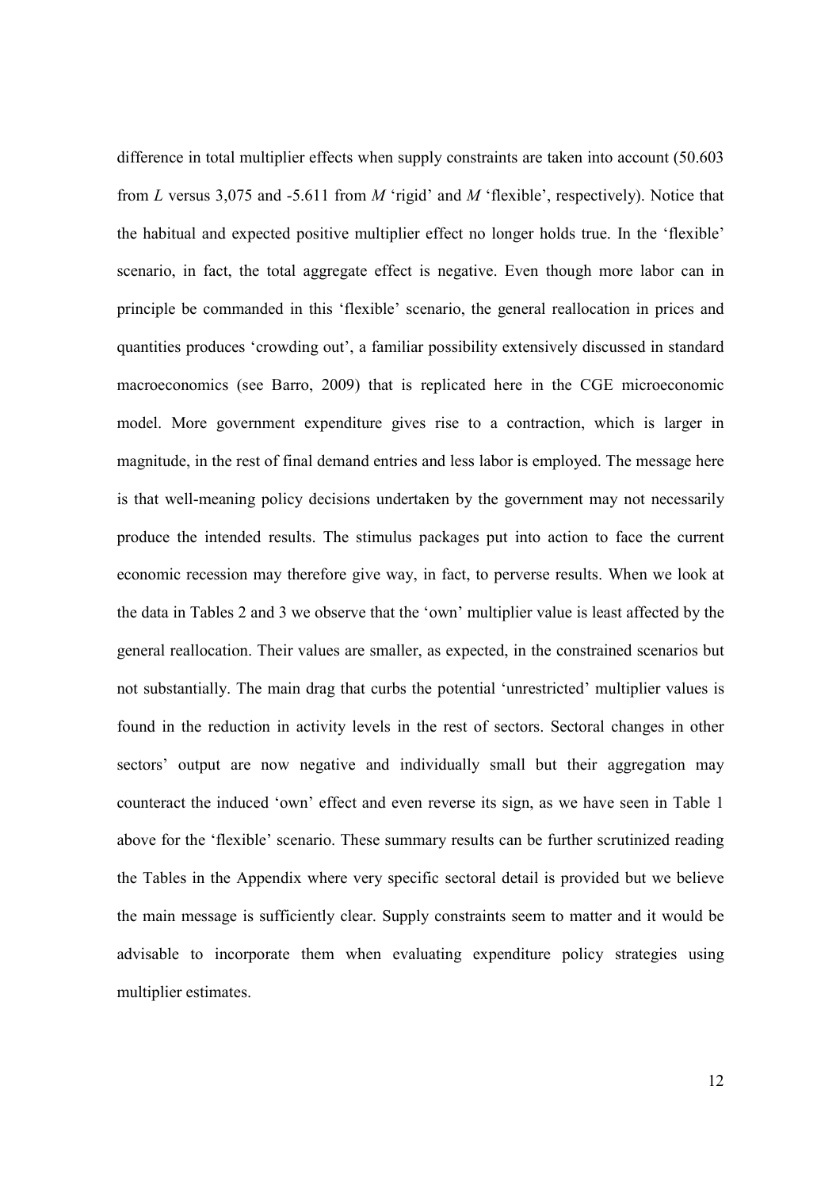difference in total multiplier effects when supply constraints are taken into account (50.603 from *L* versus 3,075 and -5.611 from *M* 'rigid' and *M* 'flexible', respectively). Notice that the habitual and expected positive multiplier effect no longer holds true. In the 'flexible' scenario, in fact, the total aggregate effect is negative. Even though more labor can in principle be commanded in this 'flexible' scenario, the general reallocation in prices and quantities produces 'crowding out', a familiar possibility extensively discussed in standard macroeconomics (see Barro, 2009) that is replicated here in the CGE microeconomic model. More government expenditure gives rise to a contraction, which is larger in magnitude, in the rest of final demand entries and less labor is employed. The message here is that well-meaning policy decisions undertaken by the government may not necessarily produce the intended results. The stimulus packages put into action to face the current economic recession may therefore give way, in fact, to perverse results. When we look at the data in Tables 2 and 3 we observe that the 'own' multiplier value is least affected by the general reallocation. Their values are smaller, as expected, in the constrained scenarios but not substantially. The main drag that curbs the potential 'unrestricted' multiplier values is found in the reduction in activity levels in the rest of sectors. Sectoral changes in other sectors' output are now negative and individually small but their aggregation may counteract the induced 'own' effect and even reverse its sign, as we have seen in Table 1 above for the 'flexible' scenario. These summary results can be further scrutinized reading the Tables in the Appendix where very specific sectoral detail is provided but we believe the main message is sufficiently clear. Supply constraints seem to matter and it would be advisable to incorporate them when evaluating expenditure policy strategies using multiplier estimates.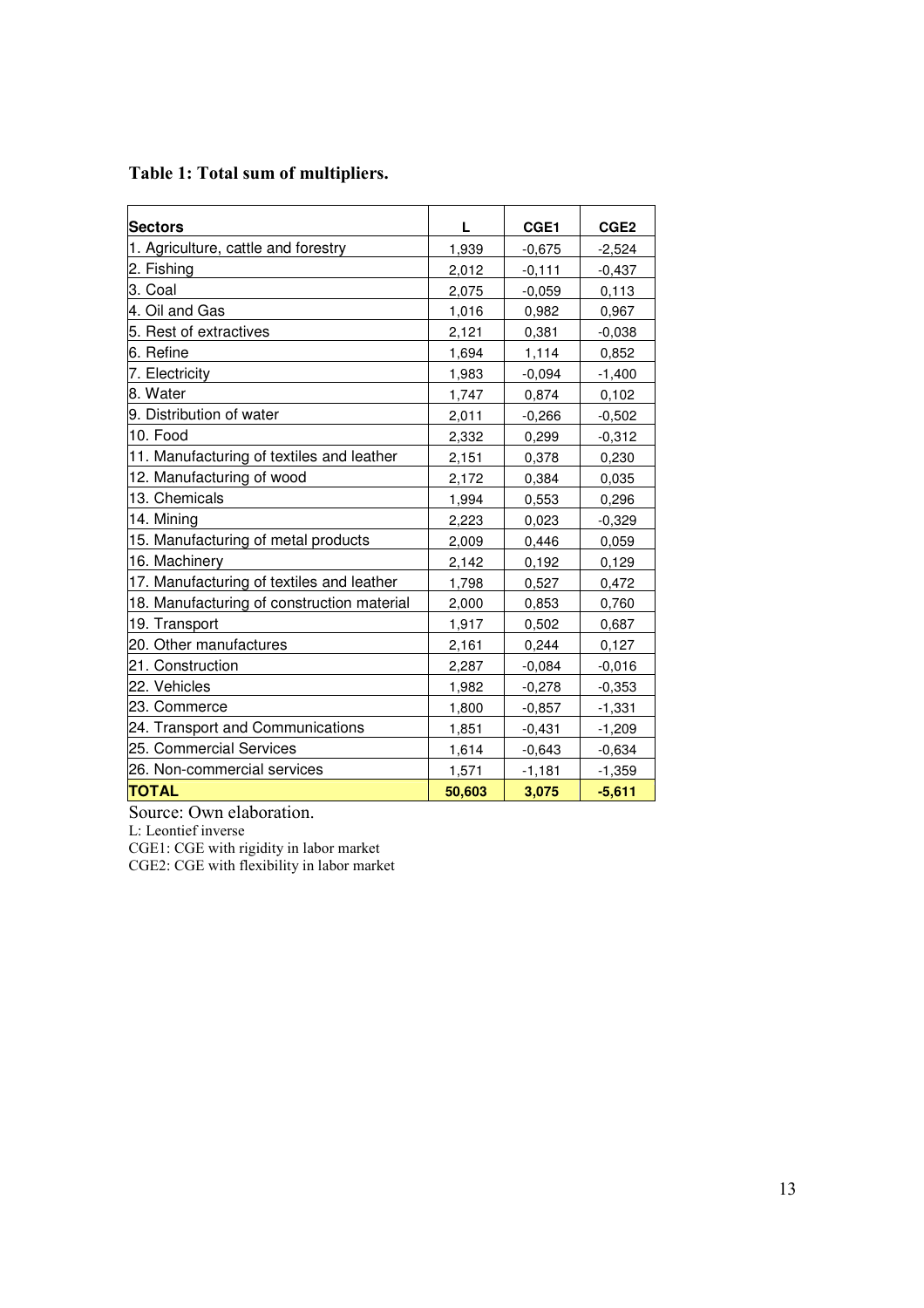**Table 1: Total sum of multipliers.**

| Sectors | L | CGE1 | CGE2 |
|---|---|---|---|
| 1. Agriculture, cattle and forestry | 1,939 | -0,675 | -2,524 |
| 2. Fishing | 2,012 | -0,111 | -0,437 |
| 3. Coal | 2,075 | -0,059 | 0,113 |
| 4. Oil and Gas | 1,016 | 0,982 | 0,967 |
| 5. Rest of extractives | 2,121 | 0,381 | -0,038 |
| 6. Refine | 1,694 | 1,114 | 0,852 |
| 7. Electricity | 1,983 | -0,094 | -1,400 |
| 8. Water | 1,747 | 0,874 | 0,102 |
| 9. Distribution of water | 2,011 | -0,266 | -0,502 |
| 10. Food | 2,332 | 0,299 | -0,312 |
| 11. Manufacturing of textiles and leather | 2,151 | 0,378 | 0,230 |
| 12. Manufacturing of wood | 2,172 | 0,384 | 0,035 |
| 13. Chemicals | 1,994 | 0,553 | 0,296 |
| 14. Mining | 2,223 | 0,023 | -0,329 |
| 15. Manufacturing of metal products | 2,009 | 0,446 | 0,059 |
| 16. Machinery | 2,142 | 0,192 | 0,129 |
| 17. Manufacturing of textiles and leather | 1,798 | 0,527 | 0,472 |
| 18. Manufacturing of construction material | 2,000 | 0,853 | 0,760 |
| 19. Transport | 1,917 | 0,502 | 0,687 |
| 20. Other manufactures | 2,161 | 0,244 | 0,127 |
| 21. Construction | 2,287 | -0,084 | -0,016 |
| 22. Vehicles | 1,982 | -0,278 | -0,353 |
| 23. Commerce | 1,800 | -0,857 | -1,331 |
| 24. Transport and Communications | 1,851 | -0,431 | -1,209 |
| 25. Commercial Services | 1,614 | -0,643 | -0,634 |
| 26. Non-commercial services | 1,571 | -1,181 | -1,359 |
| **TOTAL** | **50,603** | **3,075** | **-5,611** |

Source: Own elaboration.

L: Leontief inverse

CGE1: CGE with rigidity in labor market

CGE2: CGE with flexibility in labor market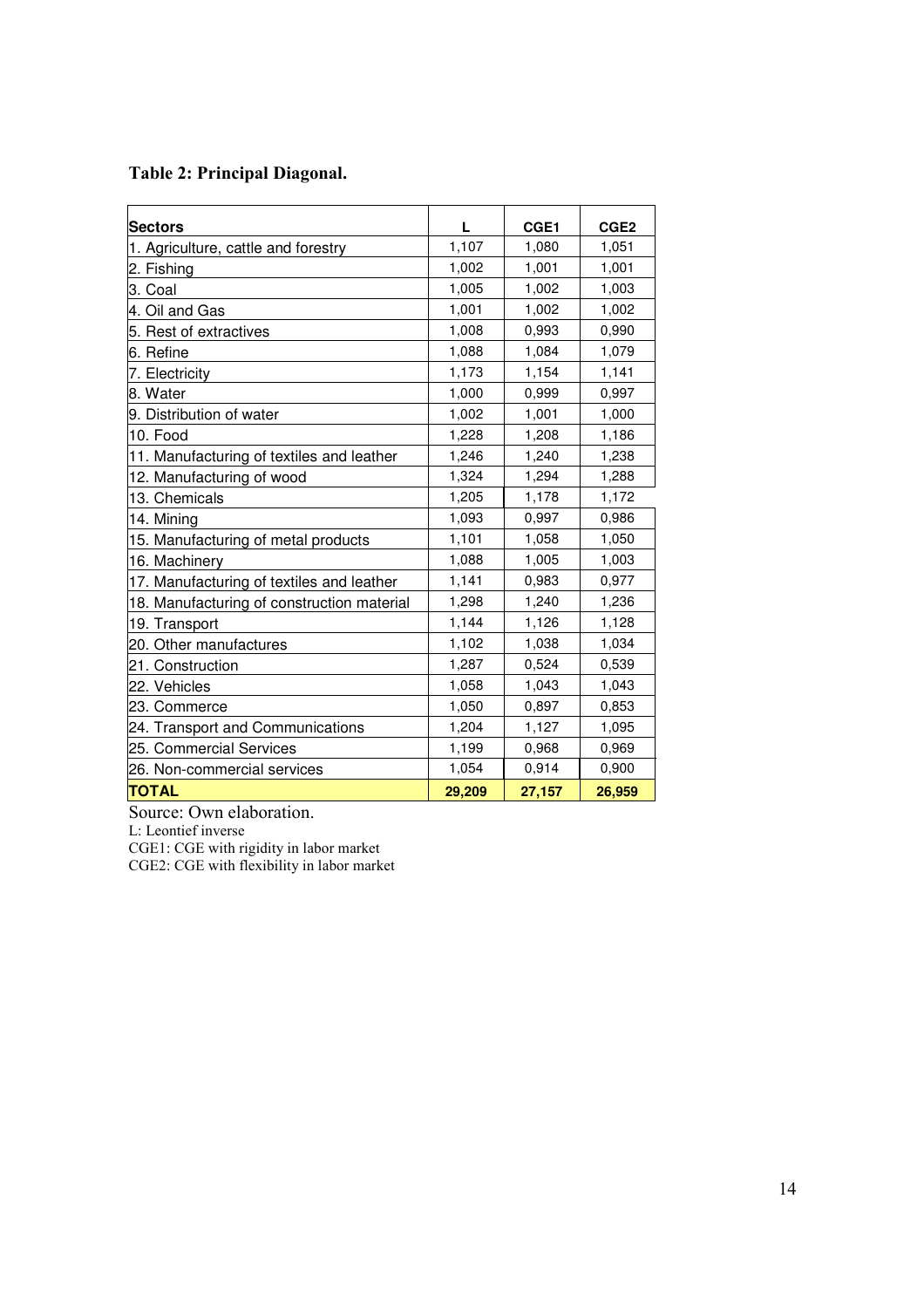**Table 2: Principal Diagonal.**

| Sectors | L | CGE1 | CGE2 |
|---|---|---|---|
| 1. Agriculture, cattle and forestry | 1,107 | 1,080 | 1,051 |
| 2. Fishing | 1,002 | 1,001 | 1,001 |
| 3. Coal | 1,005 | 1,002 | 1,003 |
| 4. Oil and Gas | 1,001 | 1,002 | 1,002 |
| 5. Rest of extractives | 1,008 | 0,993 | 0,990 |
| 6. Refine | 1,088 | 1,084 | 1,079 |
| 7. Electricity | 1,173 | 1,154 | 1,141 |
| 8. Water | 1,000 | 0,999 | 0,997 |
| 9. Distribution of water | 1,002 | 1,001 | 1,000 |
| 10. Food | 1,228 | 1,208 | 1,186 |
| 11. Manufacturing of textiles and leather | 1,246 | 1,240 | 1,238 |
| 12. Manufacturing of wood | 1,324 | 1,294 | 1,288 |
| 13. Chemicals | 1,205 | 1,178 | 1,172 |
| 14. Mining | 1,093 | 0,997 | 0,986 |
| 15. Manufacturing of metal products | 1,101 | 1,058 | 1,050 |
| 16. Machinery | 1,088 | 1,005 | 1,003 |
| 17. Manufacturing of textiles and leather | 1,141 | 0,983 | 0,977 |
| 18. Manufacturing of construction material | 1,298 | 1,240 | 1,236 |
| 19. Transport | 1,144 | 1,126 | 1,128 |
| 20. Other manufactures | 1,102 | 1,038 | 1,034 |
| 21. Construction | 1,287 | 0,524 | 0,539 |
| 22. Vehicles | 1,058 | 1,043 | 1,043 |
| 23. Commerce | 1,050 | 0,897 | 0,853 |
| 24. Transport and Communications | 1,204 | 1,127 | 1,095 |
| 25. Commercial Services | 1,199 | 0,968 | 0,969 |
| 26. Non-commercial services | 1,054 | 0,914 | 0,900 |
| **TOTAL** | **29,209** | **27,157** | **26,959** |

Source: Own elaboration.
L: Leontief inverse
CGE1: CGE with rigidity in labor market
CGE2: CGE with flexibility in labor market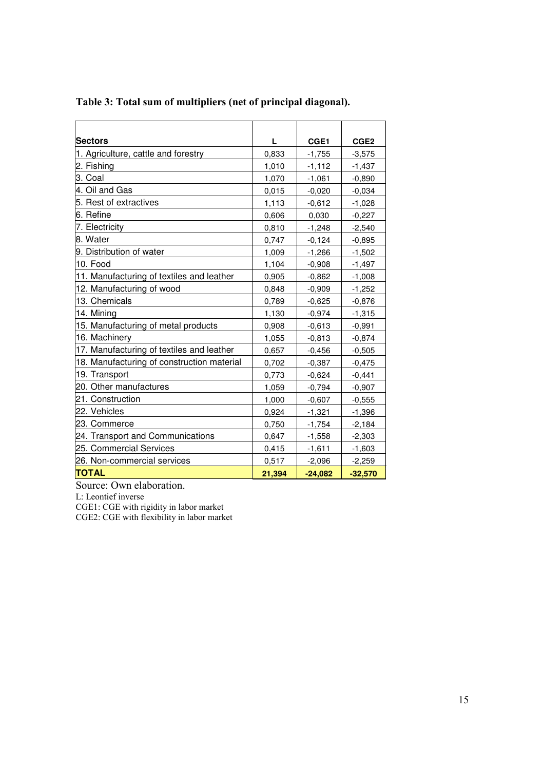**Table 3: Total sum of multipliers (net of principal diagonal).**

| Sectors | L | CGE1 | CGE2 |
|---|---|---|---|
| 1. Agriculture, cattle and forestry | 0,833 | -1,755 | -3,575 |
| 2. Fishing | 1,010 | -1,112 | -1,437 |
| 3. Coal | 1,070 | -1,061 | -0,890 |
| 4. Oil and Gas | 0,015 | -0,020 | -0,034 |
| 5. Rest of extractives | 1,113 | -0,612 | -1,028 |
| 6. Refine | 0,606 | 0,030 | -0,227 |
| 7. Electricity | 0,810 | -1,248 | -2,540 |
| 8. Water | 0,747 | -0,124 | -0,895 |
| 9. Distribution of water | 1,009 | -1,266 | -1,502 |
| 10. Food | 1,104 | -0,908 | -1,497 |
| 11. Manufacturing of textiles and leather | 0,905 | -0,862 | -1,008 |
| 12. Manufacturing of wood | 0,848 | -0,909 | -1,252 |
| 13. Chemicals | 0,789 | -0,625 | -0,876 |
| 14. Mining | 1,130 | -0,974 | -1,315 |
| 15. Manufacturing of metal products | 0,908 | -0,613 | -0,991 |
| 16. Machinery | 1,055 | -0,813 | -0,874 |
| 17. Manufacturing of textiles and leather | 0,657 | -0,456 | -0,505 |
| 18. Manufacturing of construction material | 0,702 | -0,387 | -0,475 |
| 19. Transport | 0,773 | -0,624 | -0,441 |
| 20. Other manufactures | 1,059 | -0,794 | -0,907 |
| 21. Construction | 1,000 | -0,607 | -0,555 |
| 22. Vehicles | 0,924 | -1,321 | -1,396 |
| 23. Commerce | 0,750 | -1,754 | -2,184 |
| 24. Transport and Communications | 0,647 | -1,558 | -2,303 |
| 25. Commercial Services | 0,415 | -1,611 | -1,603 |
| 26. Non-commercial services | 0,517 | -2,096 | -2,259 |
| **TOTAL** | **21,394** | **-24,082** | **-32,570** |

Source: Own elaboration.

L: Leontief inverse

CGE1: CGE with rigidity in labor market

CGE2: CGE with flexibility in labor market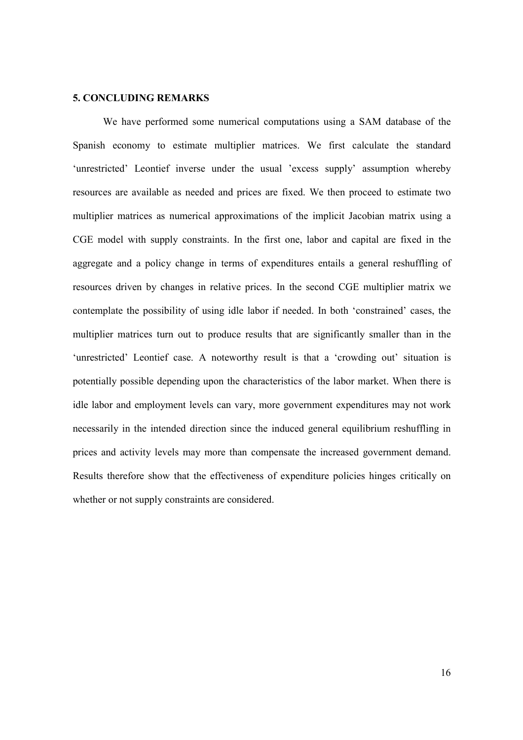## 5. CONCLUDING REMARKS

We have performed some numerical computations using a SAM database of the Spanish economy to estimate multiplier matrices. We first calculate the standard 'unrestricted' Leontief inverse under the usual 'excess supply' assumption whereby resources are available as needed and prices are fixed. We then proceed to estimate two multiplier matrices as numerical approximations of the implicit Jacobian matrix using a CGE model with supply constraints. In the first one, labor and capital are fixed in the aggregate and a policy change in terms of expenditures entails a general reshuffling of resources driven by changes in relative prices. In the second CGE multiplier matrix we contemplate the possibility of using idle labor if needed. In both 'constrained' cases, the multiplier matrices turn out to produce results that are significantly smaller than in the 'unrestricted' Leontief case. A noteworthy result is that a 'crowding out' situation is potentially possible depending upon the characteristics of the labor market. When there is idle labor and employment levels can vary, more government expenditures may not work necessarily in the intended direction since the induced general equilibrium reshuffling in prices and activity levels may more than compensate the increased government demand. Results therefore show that the effectiveness of expenditure policies hinges critically on whether or not supply constraints are considered.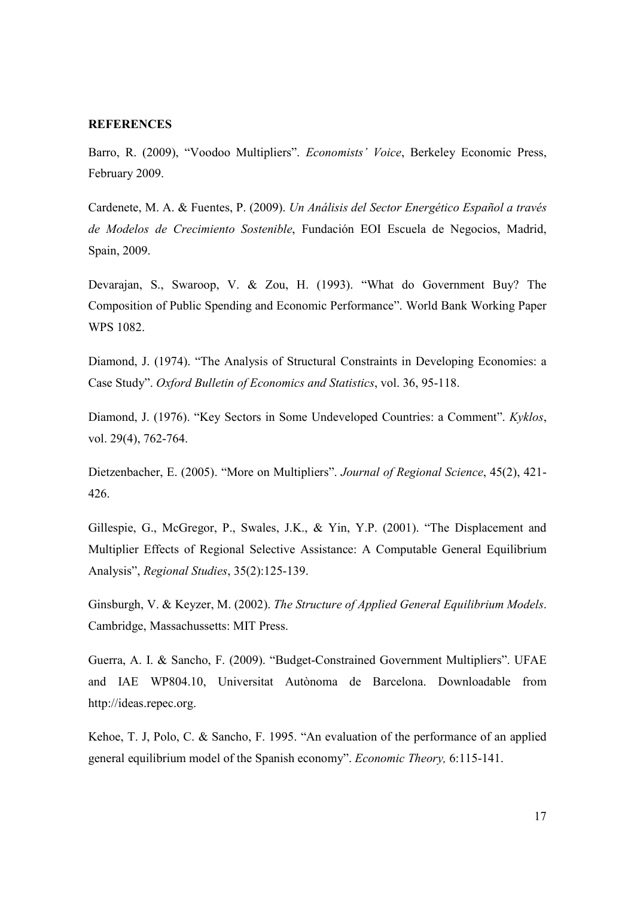**REFERENCES**

Barro, R. (2009), "Voodoo Multipliers". *Economists' Voice*, Berkeley Economic Press, February 2009.

Cardenete, M. A. & Fuentes, P. (2009). *Un Análisis del Sector Energético Español a través de Modelos de Crecimiento Sostenible*, Fundación EOI Escuela de Negocios, Madrid, Spain, 2009.

Devarajan, S., Swaroop, V. & Zou, H. (1993). "What do Government Buy? The Composition of Public Spending and Economic Performance". World Bank Working Paper WPS 1082.

Diamond, J. (1974). "The Analysis of Structural Constraints in Developing Economies: a Case Study". *Oxford Bulletin of Economics and Statistics*, vol. 36, 95-118.

Diamond, J. (1976). "Key Sectors in Some Undeveloped Countries: a Comment". *Kyklos*, vol. 29(4), 762-764.

Dietzenbacher, E. (2005). "More on Multipliers". *Journal of Regional Science*, 45(2), 421-426.

Gillespie, G., McGregor, P., Swales, J.K., & Yin, Y.P. (2001). "The Displacement and Multiplier Effects of Regional Selective Assistance: A Computable General Equilibrium Analysis", *Regional Studies*, 35(2):125-139.

Ginsburgh, V. & Keyzer, M. (2002). *The Structure of Applied General Equilibrium Models*. Cambridge, Massachussetts: MIT Press.

Guerra, A. I. & Sancho, F. (2009). "Budget-Constrained Government Multipliers". UFAE and IAE WP804.10, Universitat Autònoma de Barcelona. Downloadable from http://ideas.repec.org.

Kehoe, T. J, Polo, C. & Sancho, F. 1995. "An evaluation of the performance of an applied general equilibrium model of the Spanish economy". *Economic Theory,* 6:115-141.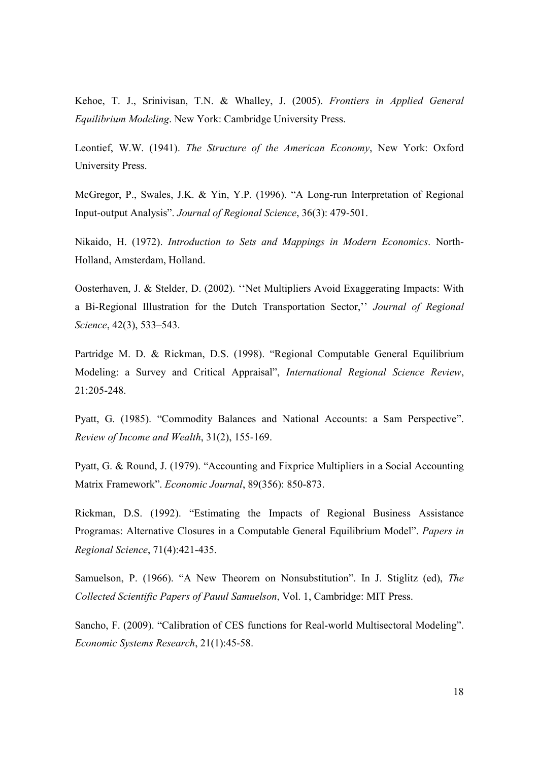Kehoe, T. J., Srinivisan, T.N. & Whalley, J. (2005). *Frontiers in Applied General Equilibrium Modeling*. New York: Cambridge University Press.

Leontief, W.W. (1941). *The Structure of the American Economy*, New York: Oxford University Press.

McGregor, P., Swales, J.K. & Yin, Y.P. (1996). "A Long-run Interpretation of Regional Input-output Analysis". *Journal of Regional Science*, 36(3): 479-501.

Nikaido, H. (1972). *Introduction to Sets and Mappings in Modern Economics*. North-Holland, Amsterdam, Holland.

Oosterhaven, J. & Stelder, D. (2002). ''Net Multipliers Avoid Exaggerating Impacts: With a Bi-Regional Illustration for the Dutch Transportation Sector,'' *Journal of Regional Science*, 42(3), 533–543.

Partridge M. D. & Rickman, D.S. (1998). "Regional Computable General Equilibrium Modeling: a Survey and Critical Appraisal", *International Regional Science Review*, 21:205-248.

Pyatt, G. (1985). "Commodity Balances and National Accounts: a Sam Perspective". *Review of Income and Wealth*, 31(2), 155-169.

Pyatt, G. & Round, J. (1979). "Accounting and Fixprice Multipliers in a Social Accounting Matrix Framework". *Economic Journal*, 89(356): 850-873.

Rickman, D.S. (1992). "Estimating the Impacts of Regional Business Assistance Programas: Alternative Closures in a Computable General Equilibrium Model". *Papers in Regional Science*, 71(4):421-435.

Samuelson, P. (1966). "A New Theorem on Nonsubstitution". In J. Stiglitz (ed), *The Collected Scientific Papers of Pauul Samuelson*, Vol. 1, Cambridge: MIT Press.

Sancho, F. (2009). "Calibration of CES functions for Real-world Multisectoral Modeling". *Economic Systems Research*, 21(1):45-58.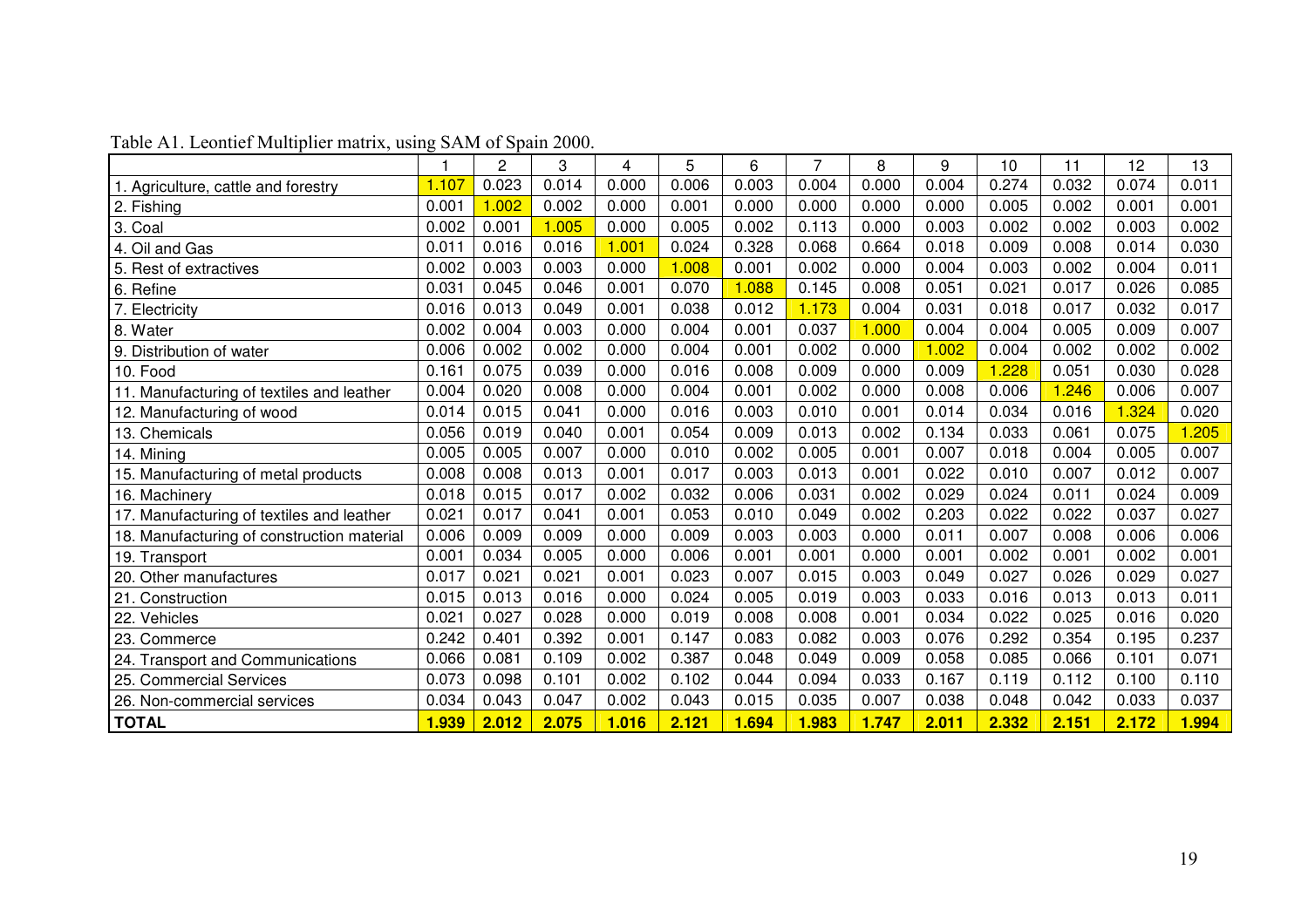Table A1. Leontief Multiplier matrix, using SAM of Spain 2000.

| | 1 | 2 | 3 | 4 | 5 | 6 | 7 | 8 | 9 | 10 | 11 | 12 | 13 |
|---|---|---|---|---|---|---|---|---|---|---|---|---|---|
| 1. Agriculture, cattle and forestry | 1.107 | 0.023 | 0.014 | 0.000 | 0.006 | 0.003 | 0.004 | 0.000 | 0.004 | 0.274 | 0.032 | 0.074 | 0.011 |
| 2. Fishing | 0.001 | 1.002 | 0.002 | 0.000 | 0.001 | 0.000 | 0.000 | 0.000 | 0.000 | 0.005 | 0.002 | 0.001 | 0.001 |
| 3. Coal | 0.002 | 0.001 | 1.005 | 0.000 | 0.005 | 0.002 | 0.113 | 0.000 | 0.003 | 0.002 | 0.002 | 0.003 | 0.002 |
| 4. Oil and Gas | 0.011 | 0.016 | 0.016 | 1.001 | 0.024 | 0.328 | 0.068 | 0.664 | 0.018 | 0.009 | 0.008 | 0.014 | 0.030 |
| 5. Rest of extractives | 0.002 | 0.003 | 0.003 | 0.000 | 1.008 | 0.001 | 0.002 | 0.000 | 0.004 | 0.003 | 0.002 | 0.004 | 0.011 |
| 6. Refine | 0.031 | 0.045 | 0.046 | 0.001 | 0.070 | 1.088 | 0.145 | 0.008 | 0.051 | 0.021 | 0.017 | 0.026 | 0.085 |
| 7. Electricity | 0.016 | 0.013 | 0.049 | 0.001 | 0.038 | 0.012 | 1.173 | 0.004 | 0.031 | 0.018 | 0.017 | 0.032 | 0.017 |
| 8. Water | 0.002 | 0.004 | 0.003 | 0.000 | 0.004 | 0.001 | 0.037 | 1.000 | 0.004 | 0.004 | 0.005 | 0.009 | 0.007 |
| 9. Distribution of water | 0.006 | 0.002 | 0.002 | 0.000 | 0.004 | 0.001 | 0.002 | 0.000 | 1.002 | 0.004 | 0.002 | 0.002 | 0.002 |
| 10. Food | 0.161 | 0.075 | 0.039 | 0.000 | 0.016 | 0.008 | 0.009 | 0.000 | 0.009 | 1.228 | 0.051 | 0.030 | 0.028 |
| 11. Manufacturing of textiles and leather | 0.004 | 0.020 | 0.008 | 0.000 | 0.004 | 0.001 | 0.002 | 0.000 | 0.008 | 0.006 | 1.246 | 0.006 | 0.007 |
| 12. Manufacturing of wood | 0.014 | 0.015 | 0.041 | 0.000 | 0.016 | 0.003 | 0.010 | 0.001 | 0.014 | 0.034 | 0.016 | 1.324 | 0.020 |
| 13. Chemicals | 0.056 | 0.019 | 0.040 | 0.001 | 0.054 | 0.009 | 0.013 | 0.002 | 0.134 | 0.033 | 0.061 | 0.075 | 1.205 |
| 14. Mining | 0.005 | 0.005 | 0.007 | 0.000 | 0.010 | 0.002 | 0.005 | 0.001 | 0.007 | 0.018 | 0.004 | 0.005 | 0.007 |
| 15. Manufacturing of metal products | 0.008 | 0.008 | 0.013 | 0.001 | 0.017 | 0.003 | 0.013 | 0.001 | 0.022 | 0.010 | 0.007 | 0.012 | 0.007 |
| 16. Machinery | 0.018 | 0.015 | 0.017 | 0.002 | 0.032 | 0.006 | 0.031 | 0.002 | 0.029 | 0.024 | 0.011 | 0.024 | 0.009 |
| 17. Manufacturing of textiles and leather | 0.021 | 0.017 | 0.041 | 0.001 | 0.053 | 0.010 | 0.049 | 0.002 | 0.203 | 0.022 | 0.022 | 0.037 | 0.027 |
| 18. Manufacturing of construction material | 0.006 | 0.009 | 0.009 | 0.000 | 0.009 | 0.003 | 0.003 | 0.000 | 0.011 | 0.007 | 0.008 | 0.006 | 0.006 |
| 19. Transport | 0.001 | 0.034 | 0.005 | 0.000 | 0.006 | 0.001 | 0.001 | 0.000 | 0.001 | 0.002 | 0.001 | 0.002 | 0.001 |
| 20. Other manufactures | 0.017 | 0.021 | 0.021 | 0.001 | 0.023 | 0.007 | 0.015 | 0.003 | 0.049 | 0.027 | 0.026 | 0.029 | 0.027 |
| 21. Construction | 0.015 | 0.013 | 0.016 | 0.000 | 0.024 | 0.005 | 0.019 | 0.003 | 0.033 | 0.016 | 0.013 | 0.013 | 0.011 |
| 22. Vehicles | 0.021 | 0.027 | 0.028 | 0.000 | 0.019 | 0.008 | 0.008 | 0.001 | 0.034 | 0.022 | 0.025 | 0.016 | 0.020 |
| 23. Commerce | 0.242 | 0.401 | 0.392 | 0.001 | 0.147 | 0.083 | 0.082 | 0.003 | 0.076 | 0.292 | 0.354 | 0.195 | 0.237 |
| 24. Transport and Communications | 0.066 | 0.081 | 0.109 | 0.002 | 0.387 | 0.048 | 0.049 | 0.009 | 0.058 | 0.085 | 0.066 | 0.101 | 0.071 |
| 25. Commercial Services | 0.073 | 0.098 | 0.101 | 0.002 | 0.102 | 0.044 | 0.094 | 0.033 | 0.167 | 0.119 | 0.112 | 0.100 | 0.110 |
| 26. Non-commercial services | 0.034 | 0.043 | 0.047 | 0.002 | 0.043 | 0.015 | 0.035 | 0.007 | 0.038 | 0.048 | 0.042 | 0.033 | 0.037 |
| **TOTAL** | **1.939** | **2.012** | **2.075** | **1.016** | **2.121** | **1.694** | **1.983** | **1.747** | **2.011** | **2.332** | **2.151** | **2.172** | **1.994** |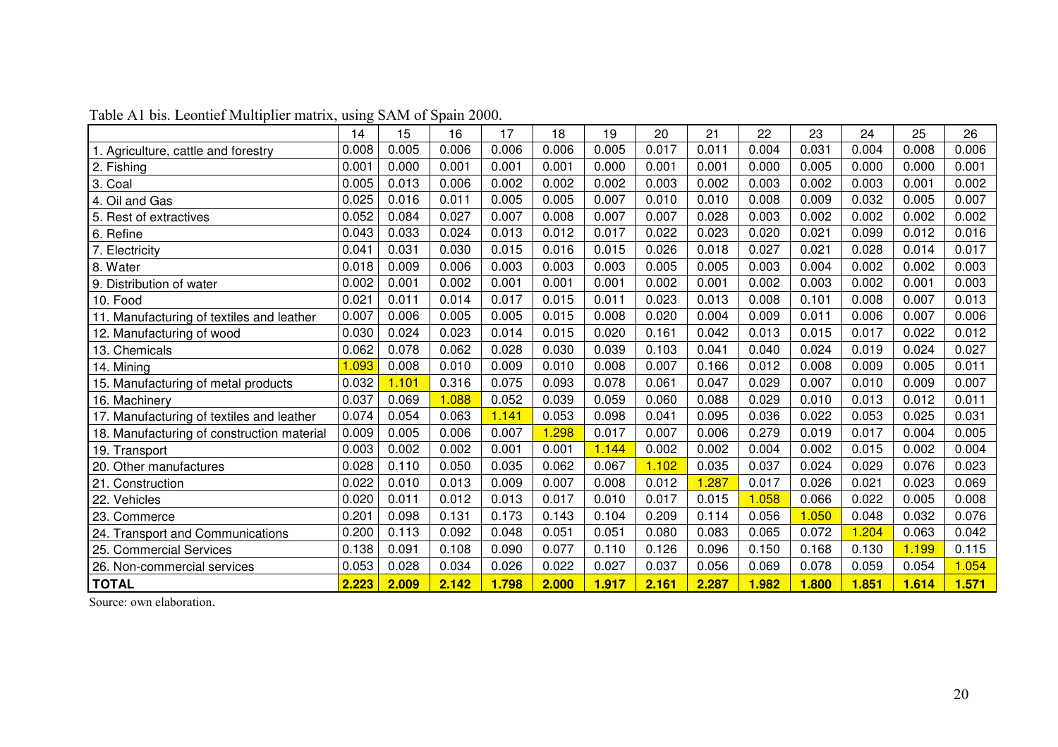Table A1 bis. Leontief Multiplier matrix, using SAM of Spain 2000.

| | 14 | 15 | 16 | 17 | 18 | 19 | 20 | 21 | 22 | 23 | 24 | 25 | 26 |
|---|---|---|---|---|---|---|---|---|---|---|---|---|---|
| 1. Agriculture, cattle and forestry | 0.008 | 0.005 | 0.006 | 0.006 | 0.006 | 0.005 | 0.017 | 0.011 | 0.004 | 0.031 | 0.004 | 0.008 | 0.006 |
| 2. Fishing | 0.001 | 0.000 | 0.001 | 0.001 | 0.001 | 0.000 | 0.001 | 0.001 | 0.000 | 0.005 | 0.000 | 0.000 | 0.001 |
| 3. Coal | 0.005 | 0.013 | 0.006 | 0.002 | 0.002 | 0.002 | 0.003 | 0.002 | 0.003 | 0.002 | 0.003 | 0.001 | 0.002 |
| 4. Oil and Gas | 0.025 | 0.016 | 0.011 | 0.005 | 0.005 | 0.007 | 0.010 | 0.010 | 0.008 | 0.009 | 0.032 | 0.005 | 0.007 |
| 5. Rest of extractives | 0.052 | 0.084 | 0.027 | 0.007 | 0.008 | 0.007 | 0.007 | 0.028 | 0.003 | 0.002 | 0.002 | 0.002 | 0.002 |
| 6. Refine | 0.043 | 0.033 | 0.024 | 0.013 | 0.012 | 0.017 | 0.022 | 0.023 | 0.020 | 0.021 | 0.099 | 0.012 | 0.016 |
| 7. Electricity | 0.041 | 0.031 | 0.030 | 0.015 | 0.016 | 0.015 | 0.026 | 0.018 | 0.027 | 0.021 | 0.028 | 0.014 | 0.017 |
| 8. Water | 0.018 | 0.009 | 0.006 | 0.003 | 0.003 | 0.003 | 0.005 | 0.005 | 0.003 | 0.004 | 0.002 | 0.002 | 0.003 |
| 9. Distribution of water | 0.002 | 0.001 | 0.002 | 0.001 | 0.001 | 0.001 | 0.002 | 0.001 | 0.002 | 0.003 | 0.002 | 0.001 | 0.003 |
| 10. Food | 0.021 | 0.011 | 0.014 | 0.017 | 0.015 | 0.011 | 0.023 | 0.013 | 0.008 | 0.101 | 0.008 | 0.007 | 0.013 |
| 11. Manufacturing of textiles and leather | 0.007 | 0.006 | 0.005 | 0.005 | 0.015 | 0.008 | 0.020 | 0.004 | 0.009 | 0.011 | 0.006 | 0.007 | 0.006 |
| 12. Manufacturing of wood | 0.030 | 0.024 | 0.023 | 0.014 | 0.015 | 0.020 | 0.161 | 0.042 | 0.013 | 0.015 | 0.017 | 0.022 | 0.012 |
| 13. Chemicals | 0.062 | 0.078 | 0.062 | 0.028 | 0.030 | 0.039 | 0.103 | 0.041 | 0.040 | 0.024 | 0.019 | 0.024 | 0.027 |
| 14. Mining | 1.093 | 0.008 | 0.010 | 0.009 | 0.010 | 0.008 | 0.007 | 0.166 | 0.012 | 0.008 | 0.009 | 0.005 | 0.011 |
| 15. Manufacturing of metal products | 0.032 | 1.101 | 0.316 | 0.075 | 0.093 | 0.078 | 0.061 | 0.047 | 0.029 | 0.007 | 0.010 | 0.009 | 0.007 |
| 16. Machinery | 0.037 | 0.069 | 1.088 | 0.052 | 0.039 | 0.059 | 0.060 | 0.088 | 0.029 | 0.010 | 0.013 | 0.012 | 0.011 |
| 17. Manufacturing of textiles and leather | 0.074 | 0.054 | 0.063 | 1.141 | 0.053 | 0.098 | 0.041 | 0.095 | 0.036 | 0.022 | 0.053 | 0.025 | 0.031 |
| 18. Manufacturing of construction material | 0.009 | 0.005 | 0.006 | 0.007 | 1.298 | 0.017 | 0.007 | 0.006 | 0.279 | 0.019 | 0.017 | 0.004 | 0.005 |
| 19. Transport | 0.003 | 0.002 | 0.002 | 0.001 | 0.001 | 1.144 | 0.002 | 0.002 | 0.004 | 0.002 | 0.015 | 0.002 | 0.004 |
| 20. Other manufactures | 0.028 | 0.110 | 0.050 | 0.035 | 0.062 | 0.067 | 1.102 | 0.035 | 0.037 | 0.024 | 0.029 | 0.076 | 0.023 |
| 21. Construction | 0.022 | 0.010 | 0.013 | 0.009 | 0.007 | 0.008 | 0.012 | 1.287 | 0.017 | 0.026 | 0.021 | 0.023 | 0.069 |
| 22. Vehicles | 0.020 | 0.011 | 0.012 | 0.013 | 0.017 | 0.010 | 0.017 | 0.015 | 1.058 | 0.066 | 0.022 | 0.005 | 0.008 |
| 23. Commerce | 0.201 | 0.098 | 0.131 | 0.173 | 0.143 | 0.104 | 0.209 | 0.114 | 0.056 | 1.050 | 0.048 | 0.032 | 0.076 |
| 24. Transport and Communications | 0.200 | 0.113 | 0.092 | 0.048 | 0.051 | 0.051 | 0.080 | 0.083 | 0.065 | 0.072 | 1.204 | 0.063 | 0.042 |
| 25. Commercial Services | 0.138 | 0.091 | 0.108 | 0.090 | 0.077 | 0.110 | 0.126 | 0.096 | 0.150 | 0.168 | 0.130 | 1.199 | 0.115 |
| 26. Non-commercial services | 0.053 | 0.028 | 0.034 | 0.026 | 0.022 | 0.027 | 0.037 | 0.056 | 0.069 | 0.078 | 0.059 | 0.054 | 1.054 |
| **TOTAL** | **2.223** | **2.009** | **2.142** | **1.798** | **2.000** | **1.917** | **2.161** | **2.287** | **1.982** | **1.800** | **1.851** | **1.614** | **1.571** |

Source: own elaboration.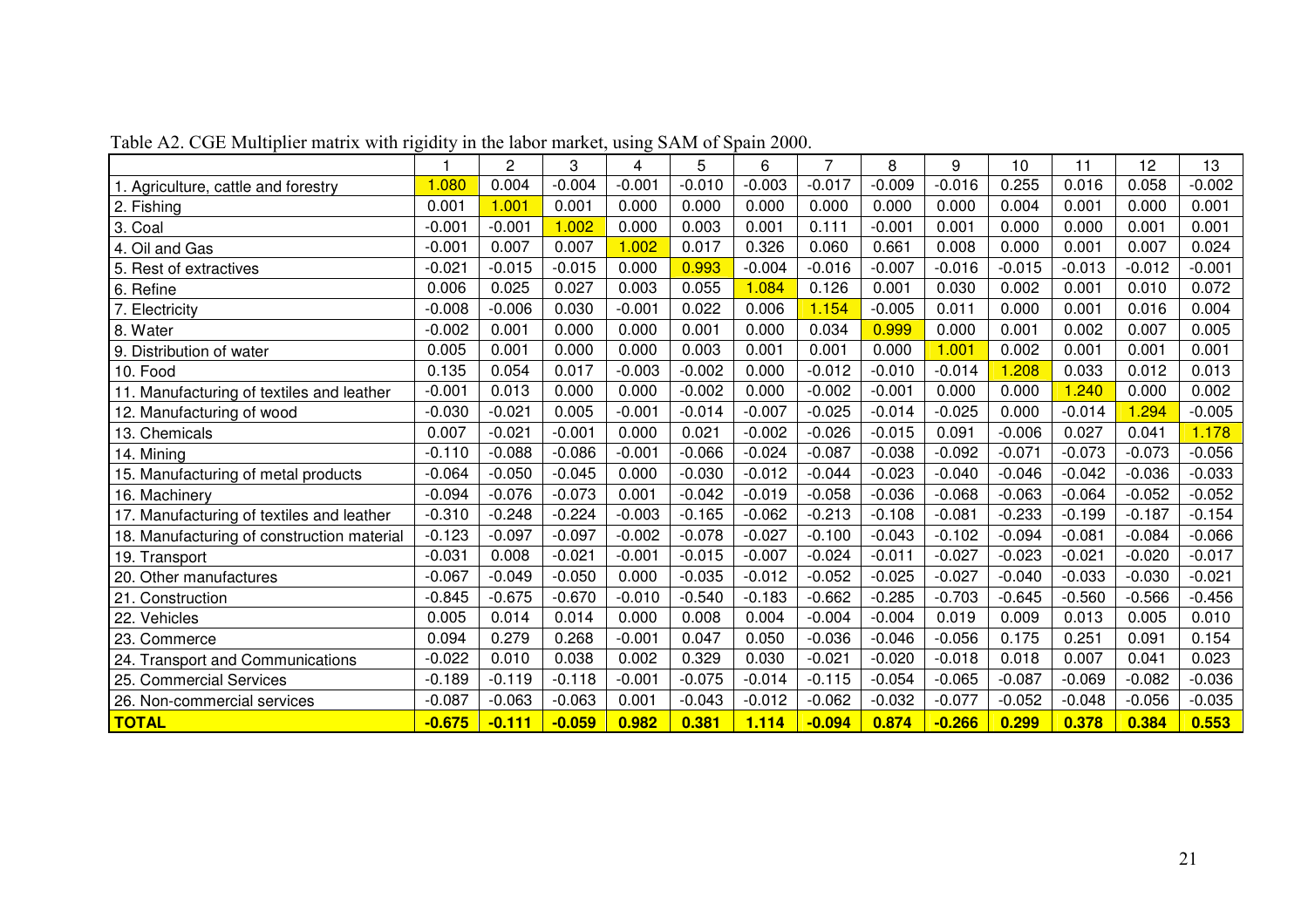Table A2. CGE Multiplier matrix with rigidity in the labor market, using SAM of Spain 2000.

| | 1 | 2 | 3 | 4 | 5 | 6 | 7 | 8 | 9 | 10 | 11 | 12 | 13 |
|---|---|---|---|---|---|---|---|---|---|---|---|---|---|
| 1. Agriculture, cattle and forestry | 1.080 | 0.004 | -0.004 | -0.001 | -0.010 | -0.003 | -0.017 | -0.009 | -0.016 | 0.255 | 0.016 | 0.058 | -0.002 |
| 2. Fishing | 0.001 | 1.001 | 0.001 | 0.000 | 0.000 | 0.000 | 0.000 | 0.000 | 0.000 | 0.004 | 0.001 | 0.000 | 0.001 |
| 3. Coal | -0.001 | -0.001 | 1.002 | 0.000 | 0.003 | 0.001 | 0.111 | -0.001 | 0.001 | 0.000 | 0.000 | 0.001 | 0.001 |
| 4. Oil and Gas | -0.001 | 0.007 | 0.007 | 1.002 | 0.017 | 0.326 | 0.060 | 0.661 | 0.008 | 0.000 | 0.001 | 0.007 | 0.024 |
| 5. Rest of extractives | -0.021 | -0.015 | -0.015 | 0.000 | 0.993 | -0.004 | -0.016 | -0.007 | -0.016 | -0.015 | -0.013 | -0.012 | -0.001 |
| 6. Refine | 0.006 | 0.025 | 0.027 | 0.003 | 0.055 | 1.084 | 0.126 | 0.001 | 0.030 | 0.002 | 0.001 | 0.010 | 0.072 |
| 7. Electricity | -0.008 | -0.006 | 0.030 | -0.001 | 0.022 | 0.006 | 1.154 | -0.005 | 0.011 | 0.000 | 0.001 | 0.016 | 0.004 |
| 8. Water | -0.002 | 0.001 | 0.000 | 0.000 | 0.001 | 0.000 | 0.034 | 0.999 | 0.000 | 0.001 | 0.002 | 0.007 | 0.005 |
| 9. Distribution of water | 0.005 | 0.001 | 0.000 | 0.000 | 0.003 | 0.001 | 0.001 | 0.000 | 1.001 | 0.002 | 0.001 | 0.001 | 0.001 |
| 10. Food | 0.135 | 0.054 | 0.017 | -0.003 | -0.002 | 0.000 | -0.012 | -0.010 | -0.014 | 1.208 | 0.033 | 0.012 | 0.013 |
| 11. Manufacturing of textiles and leather | -0.001 | 0.013 | 0.000 | 0.000 | -0.002 | 0.000 | -0.002 | -0.001 | 0.000 | 0.000 | 1.240 | 0.000 | 0.002 |
| 12. Manufacturing of wood | -0.030 | -0.021 | 0.005 | -0.001 | -0.014 | -0.007 | -0.025 | -0.014 | -0.025 | 0.000 | -0.014 | 1.294 | -0.005 |
| 13. Chemicals | 0.007 | -0.021 | -0.001 | 0.000 | 0.021 | -0.002 | -0.026 | -0.015 | 0.091 | -0.006 | 0.027 | 0.041 | 1.178 |
| 14. Mining | -0.110 | -0.088 | -0.086 | -0.001 | -0.066 | -0.024 | -0.087 | -0.038 | -0.092 | -0.071 | -0.073 | -0.073 | -0.056 |
| 15. Manufacturing of metal products | -0.064 | -0.050 | -0.045 | 0.000 | -0.030 | -0.012 | -0.044 | -0.023 | -0.040 | -0.046 | -0.042 | -0.036 | -0.033 |
| 16. Machinery | -0.094 | -0.076 | -0.073 | 0.001 | -0.042 | -0.019 | -0.058 | -0.036 | -0.068 | -0.063 | -0.064 | -0.052 | -0.052 |
| 17. Manufacturing of textiles and leather | -0.310 | -0.248 | -0.224 | -0.003 | -0.165 | -0.062 | -0.213 | -0.108 | -0.081 | -0.233 | -0.199 | -0.187 | -0.154 |
| 18. Manufacturing of construction material | -0.123 | -0.097 | -0.097 | -0.002 | -0.078 | -0.027 | -0.100 | -0.043 | -0.102 | -0.094 | -0.081 | -0.084 | -0.066 |
| 19. Transport | -0.031 | 0.008 | -0.021 | -0.001 | -0.015 | -0.007 | -0.024 | -0.011 | -0.027 | -0.023 | -0.021 | -0.020 | -0.017 |
| 20. Other manufactures | -0.067 | -0.049 | -0.050 | 0.000 | -0.035 | -0.012 | -0.052 | -0.025 | -0.027 | -0.040 | -0.033 | -0.030 | -0.021 |
| 21. Construction | -0.845 | -0.675 | -0.670 | -0.010 | -0.540 | -0.183 | -0.662 | -0.285 | -0.703 | -0.645 | -0.560 | -0.566 | -0.456 |
| 22. Vehicles | 0.005 | 0.014 | 0.014 | 0.000 | 0.008 | 0.004 | -0.004 | -0.004 | 0.019 | 0.009 | 0.013 | 0.005 | 0.010 |
| 23. Commerce | 0.094 | 0.279 | 0.268 | -0.001 | 0.047 | 0.050 | -0.036 | -0.046 | -0.056 | 0.175 | 0.251 | 0.091 | 0.154 |
| 24. Transport and Communications | -0.022 | 0.010 | 0.038 | 0.002 | 0.329 | 0.030 | -0.021 | -0.020 | -0.018 | 0.018 | 0.007 | 0.041 | 0.023 |
| 25. Commercial Services | -0.189 | -0.119 | -0.118 | -0.001 | -0.075 | -0.014 | -0.115 | -0.054 | -0.065 | -0.087 | -0.069 | -0.082 | -0.036 |
| 26. Non-commercial services | -0.087 | -0.063 | -0.063 | 0.001 | -0.043 | -0.012 | -0.062 | -0.032 | -0.077 | -0.052 | -0.048 | -0.056 | -0.035 |
| **TOTAL** | **-0.675** | **-0.111** | **-0.059** | **0.982** | **0.381** | **1.114** | **-0.094** | **0.874** | **-0.266** | **0.299** | **0.378** | **0.384** | **0.553** |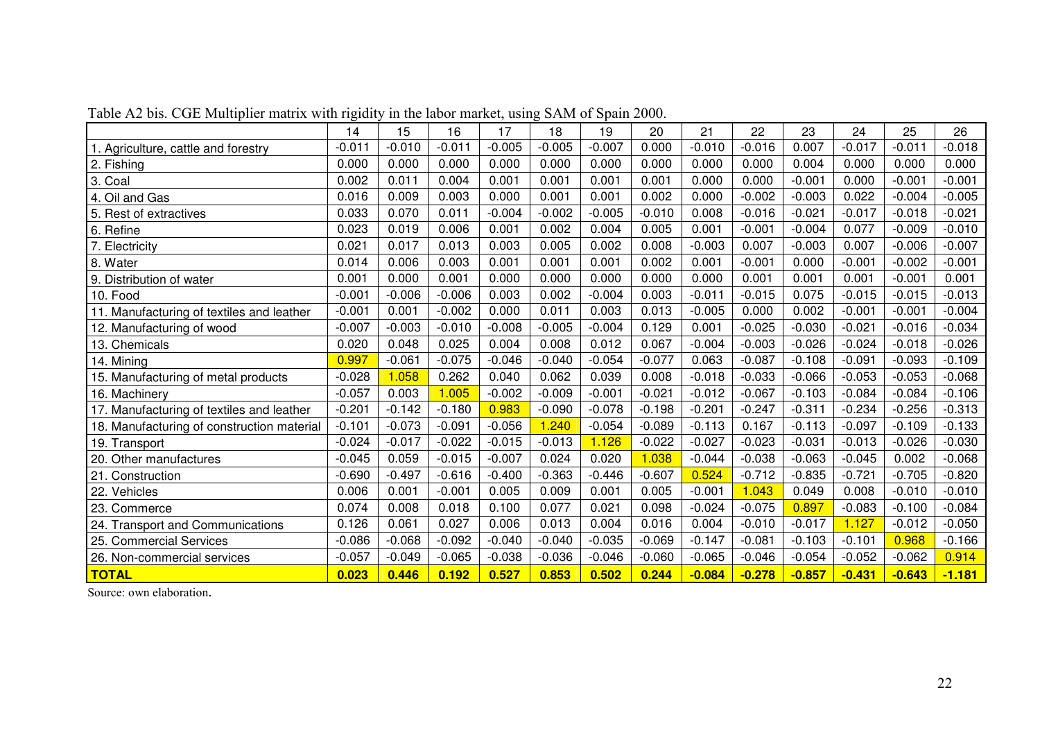Table A2 bis. CGE Multiplier matrix with rigidity in the labor market, using SAM of Spain 2000.

| | 14 | 15 | 16 | 17 | 18 | 19 | 20 | 21 | 22 | 23 | 24 | 25 | 26 |
|---|---|---|---|---|---|---|---|---|---|---|---|---|---|
| 1. Agriculture, cattle and forestry | -0.011 | -0.010 | -0.011 | -0.005 | -0.005 | -0.007 | 0.000 | -0.010 | -0.016 | 0.007 | -0.017 | -0.011 | -0.018 |
| 2. Fishing | 0.000 | 0.000 | 0.000 | 0.000 | 0.000 | 0.000 | 0.000 | 0.000 | 0.000 | 0.004 | 0.000 | 0.000 | 0.000 |
| 3. Coal | 0.002 | 0.011 | 0.004 | 0.001 | 0.001 | 0.001 | 0.001 | 0.000 | 0.000 | -0.001 | 0.000 | -0.001 | -0.001 |
| 4. Oil and Gas | 0.016 | 0.009 | 0.003 | 0.000 | 0.001 | 0.001 | 0.002 | 0.000 | -0.002 | -0.003 | 0.022 | -0.004 | -0.005 |
| 5. Rest of extractives | 0.033 | 0.070 | 0.011 | -0.004 | -0.002 | -0.005 | -0.010 | 0.008 | -0.016 | -0.021 | -0.017 | -0.018 | -0.021 |
| 6. Refine | 0.023 | 0.019 | 0.006 | 0.001 | 0.002 | 0.004 | 0.005 | 0.001 | -0.001 | -0.004 | 0.077 | -0.009 | -0.010 |
| 7. Electricity | 0.021 | 0.017 | 0.013 | 0.003 | 0.005 | 0.002 | 0.008 | -0.003 | 0.007 | -0.003 | 0.007 | -0.006 | -0.007 |
| 8. Water | 0.014 | 0.006 | 0.003 | 0.001 | 0.001 | 0.001 | 0.002 | 0.001 | -0.001 | 0.000 | -0.001 | -0.002 | -0.001 |
| 9. Distribution of water | 0.001 | 0.000 | 0.001 | 0.000 | 0.000 | 0.000 | 0.000 | 0.000 | 0.001 | 0.001 | 0.001 | -0.001 | 0.001 |
| 10. Food | -0.001 | -0.006 | -0.006 | 0.003 | 0.002 | -0.004 | 0.003 | -0.011 | -0.015 | 0.075 | -0.015 | -0.015 | -0.013 |
| 11. Manufacturing of textiles and leather | -0.001 | 0.001 | -0.002 | 0.000 | 0.011 | 0.003 | 0.013 | -0.005 | 0.000 | 0.002 | -0.001 | -0.001 | -0.004 |
| 12. Manufacturing of wood | -0.007 | -0.003 | -0.010 | -0.008 | -0.005 | -0.004 | 0.129 | 0.001 | -0.025 | -0.030 | -0.021 | -0.016 | -0.034 |
| 13. Chemicals | 0.020 | 0.048 | 0.025 | 0.004 | 0.008 | 0.012 | 0.067 | -0.004 | -0.003 | -0.026 | -0.024 | -0.018 | -0.026 |
| 14. Mining | 0.997 | -0.061 | -0.075 | -0.046 | -0.040 | -0.054 | -0.077 | 0.063 | -0.087 | -0.108 | -0.091 | -0.093 | -0.109 |
| 15. Manufacturing of metal products | -0.028 | 1.058 | 0.262 | 0.040 | 0.062 | 0.039 | 0.008 | -0.018 | -0.033 | -0.066 | -0.053 | -0.053 | -0.068 |
| 16. Machinery | -0.057 | 0.003 | 1.005 | -0.002 | -0.009 | -0.001 | -0.021 | -0.012 | -0.067 | -0.103 | -0.084 | -0.084 | -0.106 |
| 17. Manufacturing of textiles and leather | -0.201 | -0.142 | -0.180 | 0.983 | -0.090 | -0.078 | -0.198 | -0.201 | -0.247 | -0.311 | -0.234 | -0.256 | -0.313 |
| 18. Manufacturing of construction material | -0.101 | -0.073 | -0.091 | -0.056 | 1.240 | -0.054 | -0.089 | -0.113 | 0.167 | -0.113 | -0.097 | -0.109 | -0.133 |
| 19. Transport | -0.024 | -0.017 | -0.022 | -0.015 | -0.013 | 1.126 | -0.022 | -0.027 | -0.023 | -0.031 | -0.013 | -0.026 | -0.030 |
| 20. Other manufactures | -0.045 | 0.059 | -0.015 | -0.007 | 0.024 | 0.020 | 1.038 | -0.044 | -0.038 | -0.063 | -0.045 | 0.002 | -0.068 |
| 21. Construction | -0.690 | -0.497 | -0.616 | -0.400 | -0.363 | -0.446 | -0.607 | 0.524 | -0.712 | -0.835 | -0.721 | -0.705 | -0.820 |
| 22. Vehicles | 0.006 | 0.001 | -0.001 | 0.005 | 0.009 | 0.001 | 0.005 | -0.001 | 1.043 | 0.049 | 0.008 | -0.010 | -0.010 |
| 23. Commerce | 0.074 | 0.008 | 0.018 | 0.100 | 0.077 | 0.021 | 0.098 | -0.024 | -0.075 | 0.897 | -0.083 | -0.100 | -0.084 |
| 24. Transport and Communications | 0.126 | 0.061 | 0.027 | 0.006 | 0.013 | 0.004 | 0.016 | 0.004 | -0.010 | -0.017 | 1.127 | -0.012 | -0.050 |
| 25. Commercial Services | -0.086 | -0.068 | -0.092 | -0.040 | -0.040 | -0.035 | -0.069 | -0.147 | -0.081 | -0.103 | -0.101 | 0.968 | -0.166 |
| 26. Non-commercial services | -0.057 | -0.049 | -0.065 | -0.038 | -0.036 | -0.046 | -0.060 | -0.065 | -0.046 | -0.054 | -0.052 | -0.062 | 0.914 |
| **TOTAL** | **0.023** | **0.446** | **0.192** | **0.527** | **0.853** | **0.502** | **0.244** | **-0.084** | **-0.278** | **-0.857** | **-0.431** | **-0.643** | **-1.181** |

Source: own elaboration.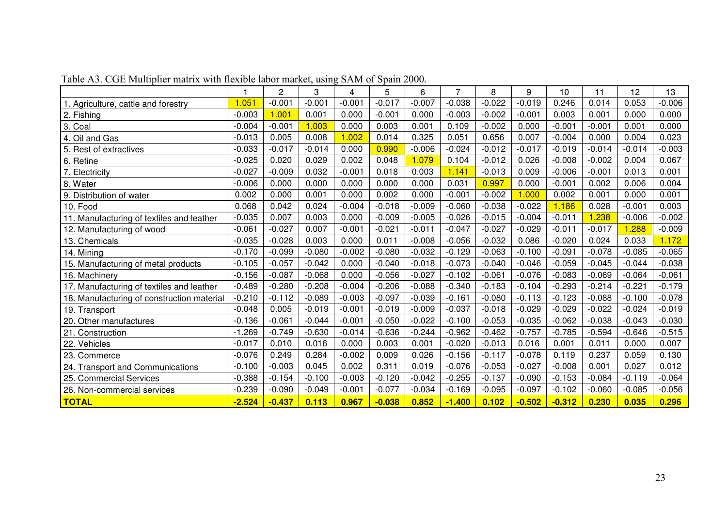Table A3. CGE Multiplier matrix with flexible labor market, using SAM of Spain 2000.

| | 1 | 2 | 3 | 4 | 5 | 6 | 7 | 8 | 9 | 10 | 11 | 12 | 13 |
|---|---|---|---|---|---|---|---|---|---|---|---|---|---|
| 1. Agriculture, cattle and forestry | 1.051 | -0.001 | -0.001 | -0.001 | -0.017 | -0.007 | -0.038 | -0.022 | -0.019 | 0.246 | 0.014 | 0.053 | -0.006 |
| 2. Fishing | -0.003 | 1.001 | 0.001 | 0.000 | -0.001 | 0.000 | -0.003 | -0.002 | -0.001 | 0.003 | 0.001 | 0.000 | 0.000 |
| 3. Coal | -0.004 | -0.001 | 1.003 | 0.000 | 0.003 | 0.001 | 0.109 | -0.002 | 0.000 | -0.001 | -0.001 | 0.001 | 0.000 |
| 4. Oil and Gas | -0.013 | 0.005 | 0.008 | 1.002 | 0.014 | 0.325 | 0.051 | 0.656 | 0.007 | -0.004 | 0.000 | 0.004 | 0.023 |
| 5. Rest of extractives | -0.033 | -0.017 | -0.014 | 0.000 | 0.990 | -0.006 | -0.024 | -0.012 | -0.017 | -0.019 | -0.014 | -0.014 | -0.003 |
| 6. Refine | -0.025 | 0.020 | 0.029 | 0.002 | 0.048 | 1.079 | 0.104 | -0.012 | 0.026 | -0.008 | -0.002 | 0.004 | 0.067 |
| 7. Electricity | -0.027 | -0.009 | 0.032 | -0.001 | 0.018 | 0.003 | 1.141 | -0.013 | 0.009 | -0.006 | -0.001 | 0.013 | 0.001 |
| 8. Water | -0.006 | 0.000 | 0.000 | 0.000 | 0.000 | 0.000 | 0.031 | 0.997 | 0.000 | -0.001 | 0.002 | 0.006 | 0.004 |
| 9. Distribution of water | 0.002 | 0.000 | 0.001 | 0.000 | 0.002 | 0.000 | -0.001 | -0.002 | 1.000 | 0.002 | 0.001 | 0.000 | 0.001 |
| 10. Food | 0.068 | 0.042 | 0.024 | -0.004 | -0.018 | -0.009 | -0.060 | -0.038 | -0.022 | 1.186 | 0.028 | -0.001 | 0.003 |
| 11. Manufacturing of textiles and leather | -0.035 | 0.007 | 0.003 | 0.000 | -0.009 | -0.005 | -0.026 | -0.015 | -0.004 | -0.011 | 1.238 | -0.006 | -0.002 |
| 12. Manufacturing of wood | -0.061 | -0.027 | 0.007 | -0.001 | -0.021 | -0.011 | -0.047 | -0.027 | -0.029 | -0.011 | -0.017 | 1.288 | -0.009 |
| 13. Chemicals | -0.035 | -0.028 | 0.003 | 0.000 | 0.011 | -0.008 | -0.056 | -0.032 | 0.086 | -0.020 | 0.024 | 0.033 | 1.172 |
| 14. Mining | -0.170 | -0.099 | -0.080 | -0.002 | -0.080 | -0.032 | -0.129 | -0.063 | -0.100 | -0.091 | -0.078 | -0.085 | -0.065 |
| 15. Manufacturing of metal products | -0.105 | -0.057 | -0.042 | 0.000 | -0.040 | -0.018 | -0.073 | -0.040 | -0.046 | -0.059 | -0.045 | -0.044 | -0.038 |
| 16. Machinery | -0.156 | -0.087 | -0.068 | 0.000 | -0.056 | -0.027 | -0.102 | -0.061 | -0.076 | -0.083 | -0.069 | -0.064 | -0.061 |
| 17. Manufacturing of textiles and leather | -0.489 | -0.280 | -0.208 | -0.004 | -0.206 | -0.088 | -0.340 | -0.183 | -0.104 | -0.293 | -0.214 | -0.221 | -0.179 |
| 18. Manufacturing of construction material | -0.210 | -0.112 | -0.089 | -0.003 | -0.097 | -0.039 | -0.161 | -0.080 | -0.113 | -0.123 | -0.088 | -0.100 | -0.078 |
| 19. Transport | -0.048 | 0.005 | -0.019 | -0.001 | -0.019 | -0.009 | -0.037 | -0.018 | -0.029 | -0.029 | -0.022 | -0.024 | -0.019 |
| 20. Other manufactures | -0.136 | -0.061 | -0.044 | -0.001 | -0.050 | -0.022 | -0.100 | -0.053 | -0.035 | -0.062 | -0.038 | -0.043 | -0.030 |
| 21. Construction | -1.269 | -0.749 | -0.630 | -0.014 | -0.636 | -0.244 | -0.962 | -0.462 | -0.757 | -0.785 | -0.594 | -0.646 | -0.515 |
| 22. Vehicles | -0.017 | 0.010 | 0.016 | 0.000 | 0.003 | 0.001 | -0.020 | -0.013 | 0.016 | 0.001 | 0.011 | 0.000 | 0.007 |
| 23. Commerce | -0.076 | 0.249 | 0.284 | -0.002 | 0.009 | 0.026 | -0.156 | -0.117 | -0.078 | 0.119 | 0.237 | 0.059 | 0.130 |
| 24. Transport and Communications | -0.100 | -0.003 | 0.045 | 0.002 | 0.311 | 0.019 | -0.076 | -0.053 | -0.027 | -0.008 | 0.001 | 0.027 | 0.012 |
| 25. Commercial Services | -0.388 | -0.154 | -0.100 | -0.003 | -0.120 | -0.042 | -0.255 | -0.137 | -0.090 | -0.153 | -0.084 | -0.119 | -0.064 |
| 26. Non-commercial services | -0.239 | -0.090 | -0.049 | -0.001 | -0.077 | -0.034 | -0.169 | -0.095 | -0.097 | -0.102 | -0.060 | -0.085 | -0.056 |
| **TOTAL** | **-2.524** | **-0.437** | **0.113** | **0.967** | **-0.038** | **0.852** | **-1.400** | **0.102** | **-0.502** | **-0.312** | **0.230** | **0.035** | **0.296** |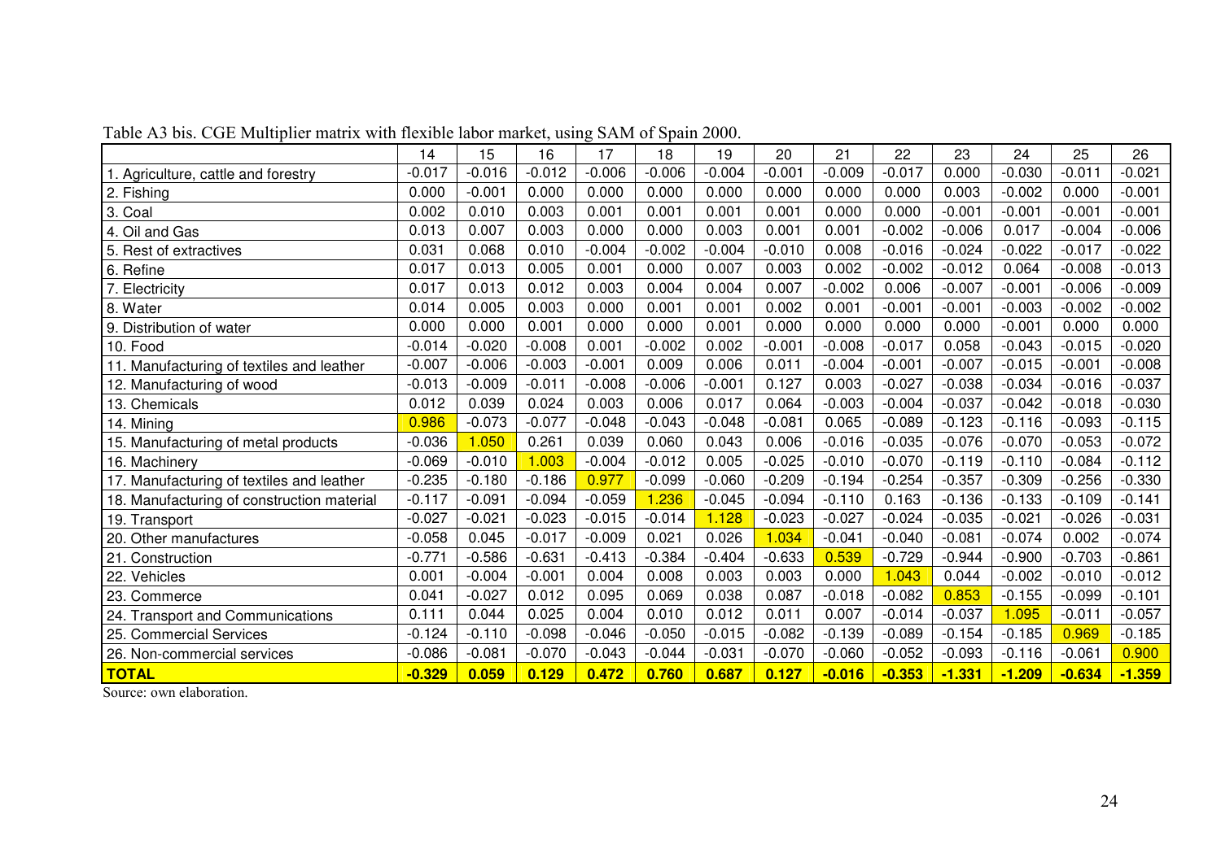Table A3 bis. CGE Multiplier matrix with flexible labor market, using SAM of Spain 2000.

| | 14 | 15 | 16 | 17 | 18 | 19 | 20 | 21 | 22 | 23 | 24 | 25 | 26 |
|---|---|---|---|---|---|---|---|---|---|---|---|---|---|
| 1. Agriculture, cattle and forestry | -0.017 | -0.016 | -0.012 | -0.006 | -0.006 | -0.004 | -0.001 | -0.009 | -0.017 | 0.000 | -0.030 | -0.011 | -0.021 |
| 2. Fishing | 0.000 | -0.001 | 0.000 | 0.000 | 0.000 | 0.000 | 0.000 | 0.000 | 0.000 | 0.003 | -0.002 | 0.000 | -0.001 |
| 3. Coal | 0.002 | 0.010 | 0.003 | 0.001 | 0.001 | 0.001 | 0.001 | 0.000 | 0.000 | -0.001 | -0.001 | -0.001 | -0.001 |
| 4. Oil and Gas | 0.013 | 0.007 | 0.003 | 0.000 | 0.000 | 0.003 | 0.001 | 0.001 | -0.002 | -0.006 | 0.017 | -0.004 | -0.006 |
| 5. Rest of extractives | 0.031 | 0.068 | 0.010 | -0.004 | -0.002 | -0.004 | -0.010 | 0.008 | -0.016 | -0.024 | -0.022 | -0.017 | -0.022 |
| 6. Refine | 0.017 | 0.013 | 0.005 | 0.001 | 0.000 | 0.007 | 0.003 | 0.002 | -0.002 | -0.012 | 0.064 | -0.008 | -0.013 |
| 7. Electricity | 0.017 | 0.013 | 0.012 | 0.003 | 0.004 | 0.004 | 0.007 | -0.002 | 0.006 | -0.007 | -0.001 | -0.006 | -0.009 |
| 8. Water | 0.014 | 0.005 | 0.003 | 0.000 | 0.001 | 0.001 | 0.002 | 0.001 | -0.001 | -0.001 | -0.003 | -0.002 | -0.002 |
| 9. Distribution of water | 0.000 | 0.000 | 0.001 | 0.000 | 0.000 | 0.001 | 0.000 | 0.000 | 0.000 | 0.000 | -0.001 | 0.000 | 0.000 |
| 10. Food | -0.014 | -0.020 | -0.008 | 0.001 | -0.002 | 0.002 | -0.001 | -0.008 | -0.017 | 0.058 | -0.043 | -0.015 | -0.020 |
| 11. Manufacturing of textiles and leather | -0.007 | -0.006 | -0.003 | -0.001 | 0.009 | 0.006 | 0.011 | -0.004 | -0.001 | -0.007 | -0.015 | -0.001 | -0.008 |
| 12. Manufacturing of wood | -0.013 | -0.009 | -0.011 | -0.008 | -0.006 | -0.001 | 0.127 | 0.003 | -0.027 | -0.038 | -0.034 | -0.016 | -0.037 |
| 13. Chemicals | 0.012 | 0.039 | 0.024 | 0.003 | 0.006 | 0.017 | 0.064 | -0.003 | -0.004 | -0.037 | -0.042 | -0.018 | -0.030 |
| 14. Mining | 0.986 | -0.073 | -0.077 | -0.048 | -0.043 | -0.048 | -0.081 | 0.065 | -0.089 | -0.123 | -0.116 | -0.093 | -0.115 |
| 15. Manufacturing of metal products | -0.036 | 1.050 | 0.261 | 0.039 | 0.060 | 0.043 | 0.006 | -0.016 | -0.035 | -0.076 | -0.070 | -0.053 | -0.072 |
| 16. Machinery | -0.069 | -0.010 | 1.003 | -0.004 | -0.012 | 0.005 | -0.025 | -0.010 | -0.070 | -0.119 | -0.110 | -0.084 | -0.112 |
| 17. Manufacturing of textiles and leather | -0.235 | -0.180 | -0.186 | 0.977 | -0.099 | -0.060 | -0.209 | -0.194 | -0.254 | -0.357 | -0.309 | -0.256 | -0.330 |
| 18. Manufacturing of construction material | -0.117 | -0.091 | -0.094 | -0.059 | 1.236 | -0.045 | -0.094 | -0.110 | 0.163 | -0.136 | -0.133 | -0.109 | -0.141 |
| 19. Transport | -0.027 | -0.021 | -0.023 | -0.015 | -0.014 | 1.128 | -0.023 | -0.027 | -0.024 | -0.035 | -0.021 | -0.026 | -0.031 |
| 20. Other manufactures | -0.058 | 0.045 | -0.017 | -0.009 | 0.021 | 0.026 | 1.034 | -0.041 | -0.040 | -0.081 | -0.074 | 0.002 | -0.074 |
| 21. Construction | -0.771 | -0.586 | -0.631 | -0.413 | -0.384 | -0.404 | -0.633 | 0.539 | -0.729 | -0.944 | -0.900 | -0.703 | -0.861 |
| 22. Vehicles | 0.001 | -0.004 | -0.001 | 0.004 | 0.008 | 0.003 | 0.003 | 0.000 | 1.043 | 0.044 | -0.002 | -0.010 | -0.012 |
| 23. Commerce | 0.041 | -0.027 | 0.012 | 0.095 | 0.069 | 0.038 | 0.087 | -0.018 | -0.082 | 0.853 | -0.155 | -0.099 | -0.101 |
| 24. Transport and Communications | 0.111 | 0.044 | 0.025 | 0.004 | 0.010 | 0.012 | 0.011 | 0.007 | -0.014 | -0.037 | 1.095 | -0.011 | -0.057 |
| 25. Commercial Services | -0.124 | -0.110 | -0.098 | -0.046 | -0.050 | -0.015 | -0.082 | -0.139 | -0.089 | -0.154 | -0.185 | 0.969 | -0.185 |
| 26. Non-commercial services | -0.086 | -0.081 | -0.070 | -0.043 | -0.044 | -0.031 | -0.070 | -0.060 | -0.052 | -0.093 | -0.116 | -0.061 | 0.900 |
| **TOTAL** | **-0.329** | **0.059** | **0.129** | **0.472** | **0.760** | **0.687** | **0.127** | **-0.016** | **-0.353** | **-1.331** | **-1.209** | **-0.634** | **-1.359** |

Source: own elaboration.